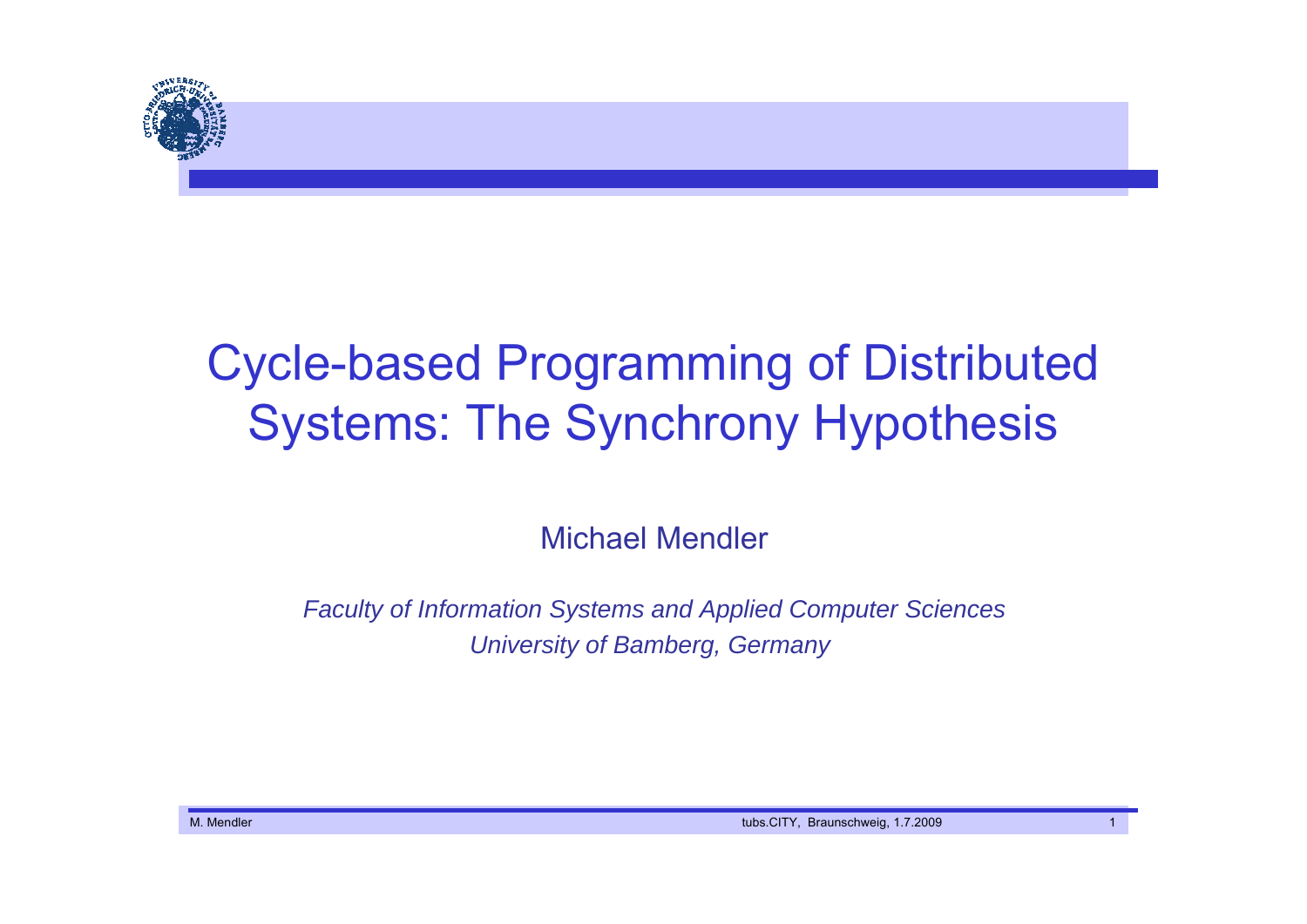# Cycle-based Programming of Distributed Systems: The Synchrony Hypothesis

Michael Mendler

*Faculty of Information Systems and Applied Computer Sciences*
*University of Bamberg, Germany*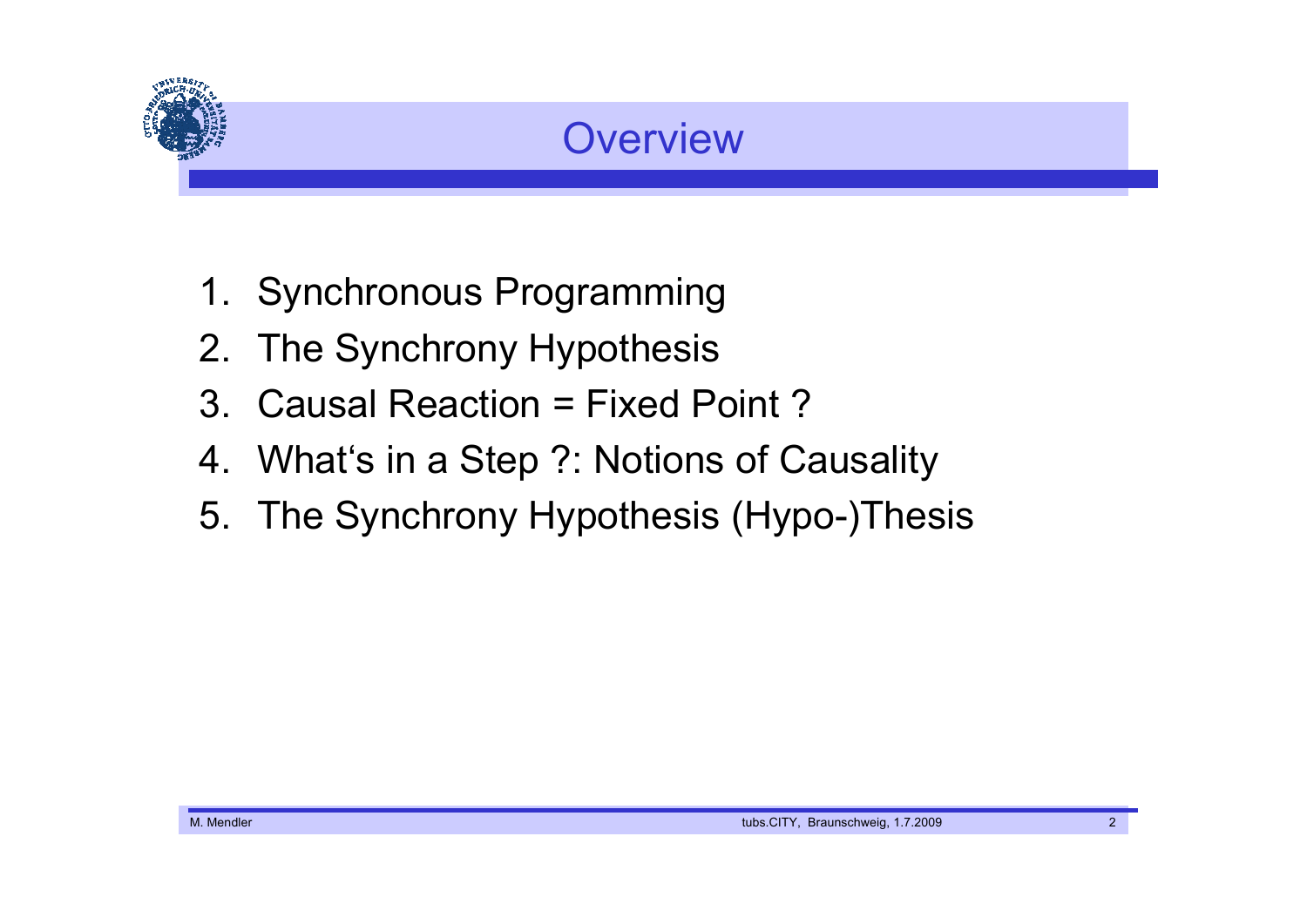# Overview

1. Synchronous Programming
2. The Synchrony Hypothesis
3. Causal Reaction = Fixed Point ?
4. What's in a Step ?: Notions of Causality
5. The Synchrony Hypothesis (Hypo-)Thesis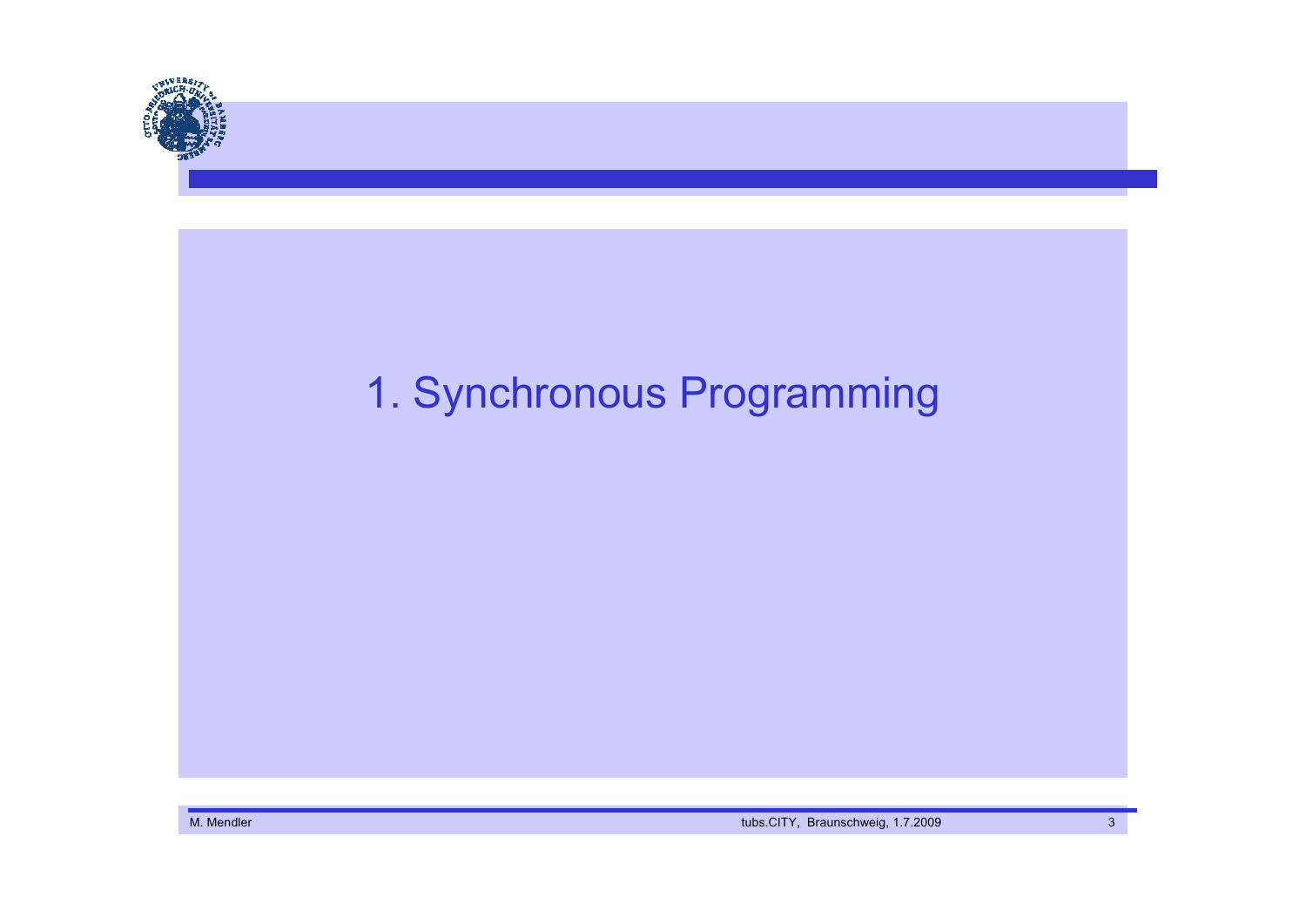# 1. Synchronous Programming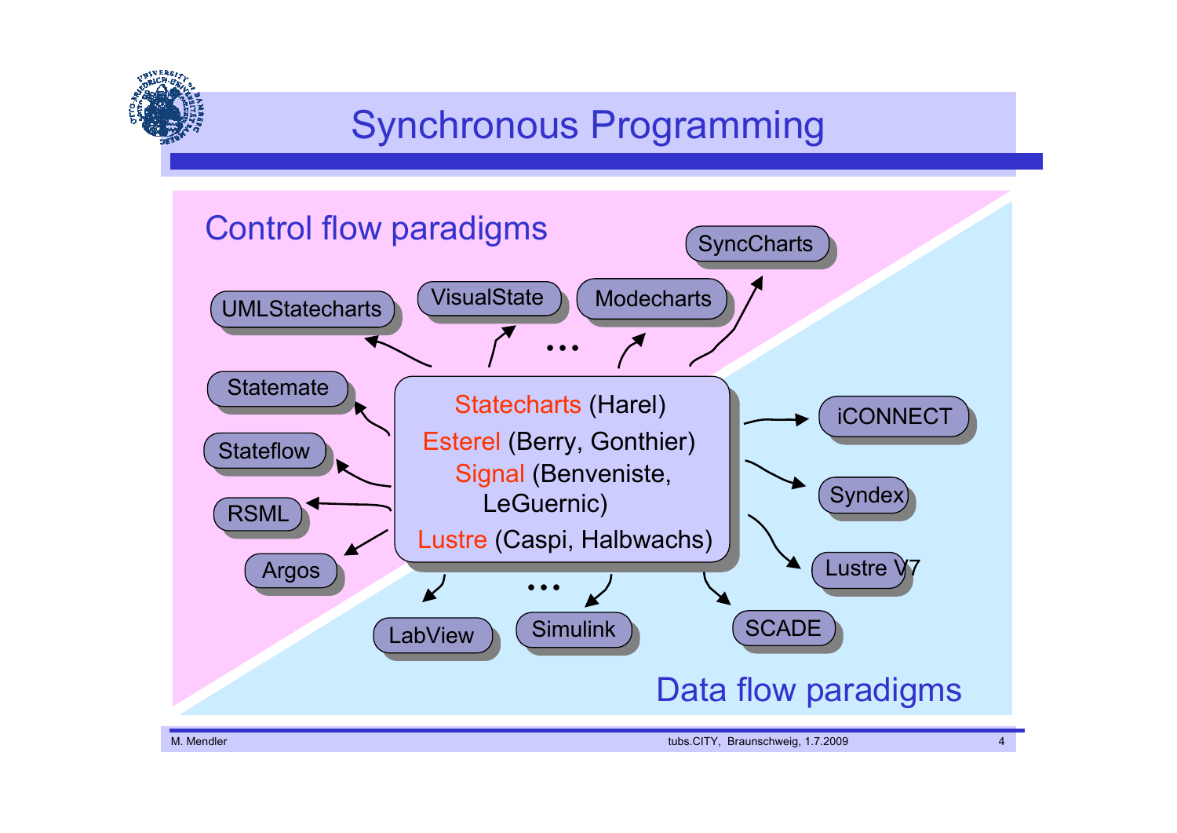# Synchronous Programming

## Control flow paradigms

- UMLStatecharts
- VisualState
- Modecharts
- SyncCharts
- Statemate
- Stateflow
- RSML
- Argos

**Statecharts** (Harel)
**Esterel** (Berry, Gonthier)
**Signal** (Benveniste, LeGuernic)
**Lustre** (Caspi, Halbwachs)

- iCONNECT
- Syndex
- Lustre V7
- SCADE
- LabView
- Simulink

## Data flow paradigms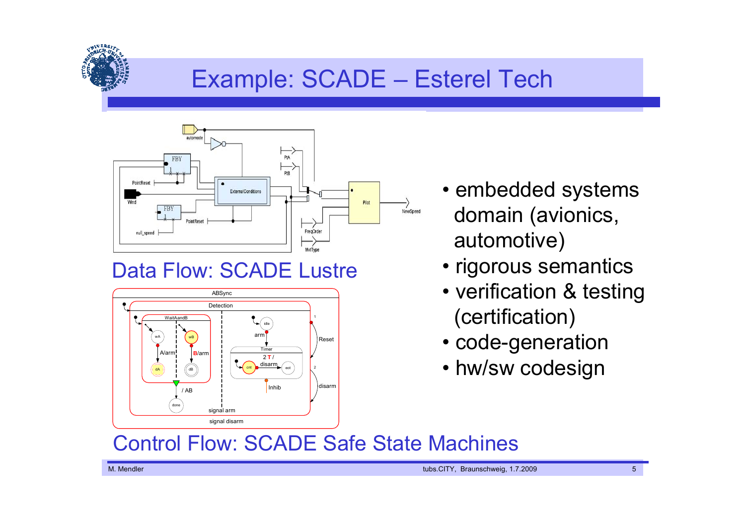# Example: SCADE – Esterel Tech

Data Flow: SCADE Lustre

Control Flow: SCADE Safe State Machines

- embedded systems domain (avionics, automotive)
- rigorous semantics
- verification & testing (certification)
- code-generation
- hw/sw codesign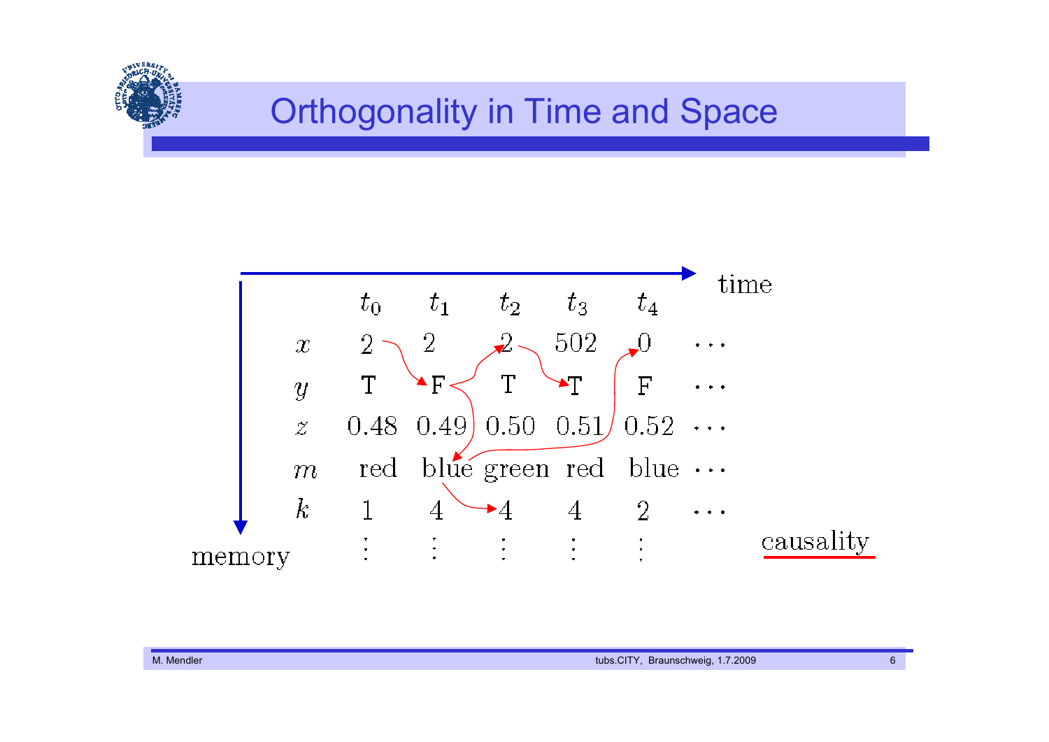# Orthogonality in Time and Space

| | $t_0$ | $t_1$ | $t_2$ | $t_3$ | $t_4$ | |
|---|---|---|---|---|---|---|
| $x$ | 2 | 2 | 2 | 502 | 0 | $\cdots$ |
| $y$ | T | F | T | T | F | $\cdots$ |
| $z$ | 0.48 | 0.49 | 0.50 | 0.51 | 0.52 | $\cdots$ |
| $m$ | red | blue | green | red | blue | $\cdots$ |
| $k$ | 1 | 4 | 4 | 4 | 2 | $\cdots$ |
| | $\vdots$ | $\vdots$ | $\vdots$ | $\vdots$ | $\vdots$ | |

time (horizontal axis) — memory (vertical axis)

causality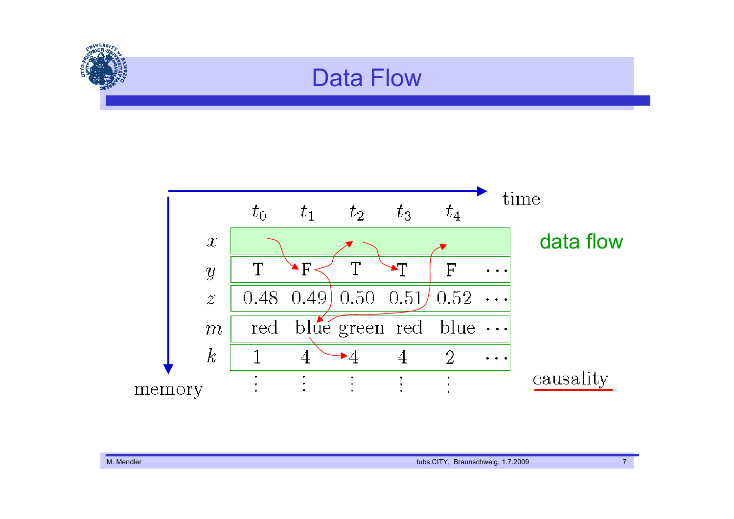# Data Flow

time

memory

|  | $t_0$ | $t_1$ | $t_2$ | $t_3$ | $t_4$ |  |
|---|---|---|---|---|---|---|
| $x$ |  |  |  |  |  |  |
| $y$ | T | F | T | T | F | $\cdots$ |
| $z$ | 0.48 | 0.49 | 0.50 | 0.51 | 0.52 | $\cdots$ |
| $m$ | red | blue | green | red | blue | $\cdots$ |
| $k$ | 1 | 4 | 4 | 4 | 2 | $\cdots$ |
|  | $\vdots$ | $\vdots$ | $\vdots$ | $\vdots$ | $\vdots$ |  |

data flow

causality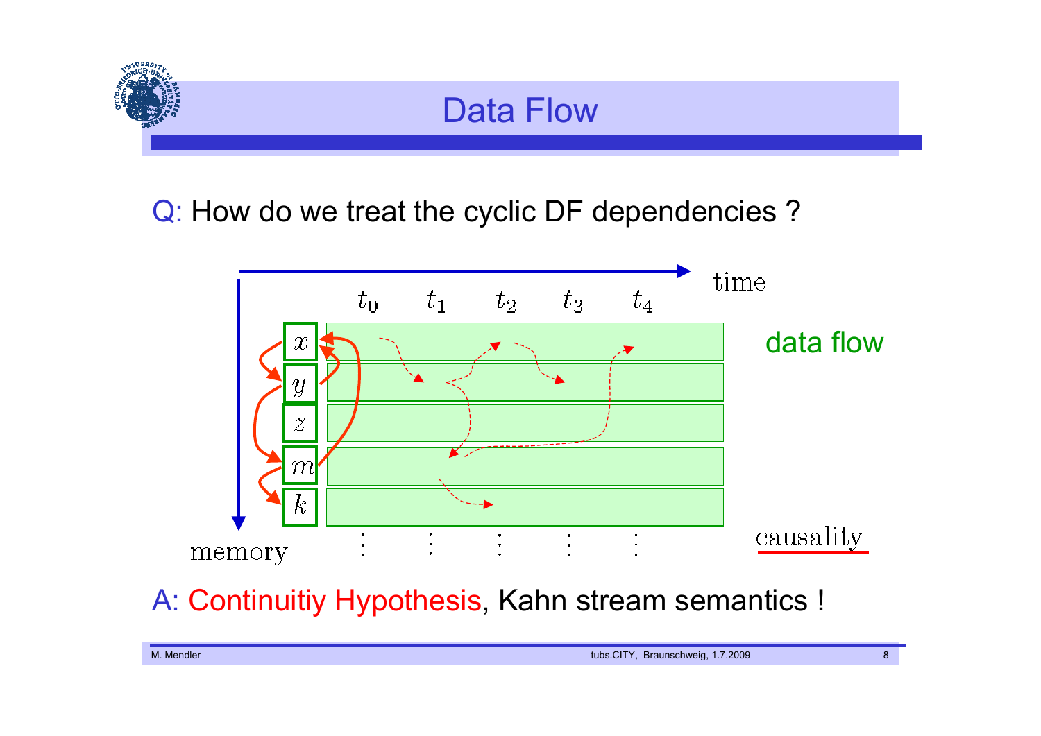# Data Flow

Q: How do we treat the cyclic DF dependencies ?

time

$t_0$ $t_1$ $t_2$ $t_3$ $t_4$

$x$

$y$

$z$

$m$

$k$

memory

data flow

causality

A: Continuitiy Hypothesis, Kahn stream semantics !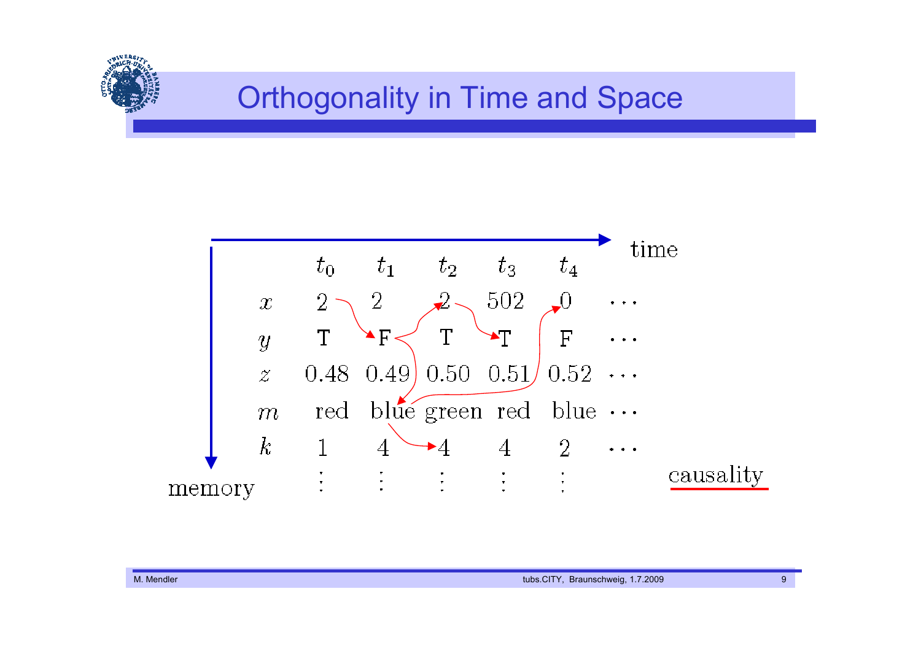# Orthogonality in Time and Space

time →

memory ↓

|  | $t_0$ | $t_1$ | $t_2$ | $t_3$ | $t_4$ |  |
|---|---|---|---|---|---|---|
| $x$ | 2 | 2 | 2 | 502 | 0 | $\cdots$ |
| $y$ | T | F | T | T | F | $\cdots$ |
| $z$ | 0.48 | 0.49 | 0.50 | 0.51 | 0.52 | $\cdots$ |
| $m$ | red | blue | green | red | blue | $\cdots$ |
| $k$ | 1 | 4 | 4 | 4 | 2 | $\cdots$ |
|  | $\vdots$ | $\vdots$ | $\vdots$ | $\vdots$ | $\vdots$ |  |

causality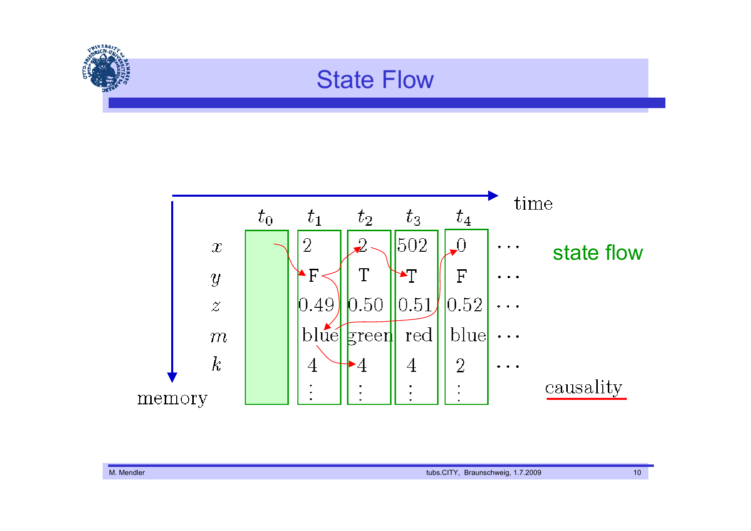# State Flow

| | $t_0$ | $t_1$ | $t_2$ | $t_3$ | $t_4$ | |
|---|---|---|---|---|---|---|
| $x$ | | 2 | 2 | 502 | 0 | $\cdots$ |
| $y$ | | F | T | T | F | $\cdots$ |
| $z$ | | 0.49 | 0.50 | 0.51 | 0.52 | $\cdots$ |
| $m$ | | blue | green | red | blue | $\cdots$ |
| $k$ | | 4 | 4 | 4 | 2 | $\cdots$ |
| | | $\vdots$ | $\vdots$ | $\vdots$ | $\vdots$ | |

time

memory

state flow

causality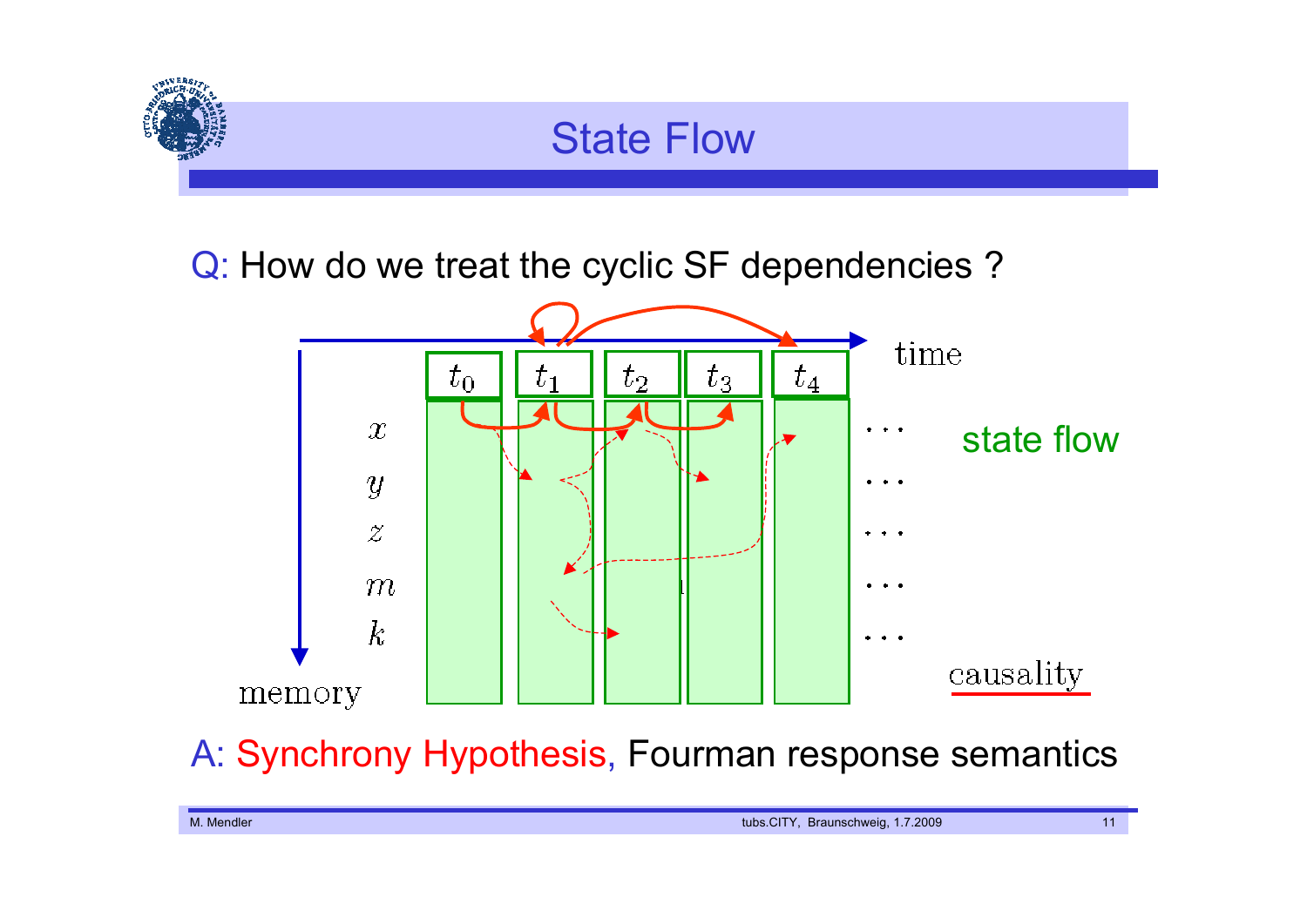# State Flow

Q: How do we treat the cyclic SF dependencies ?

time

$t_0$ $t_1$ $t_2$ $t_3$ $t_4$

$x$ $y$ $z$ $m$ $k$

memory

state flow

causality

A: Synchrony Hypothesis, Fourman response semantics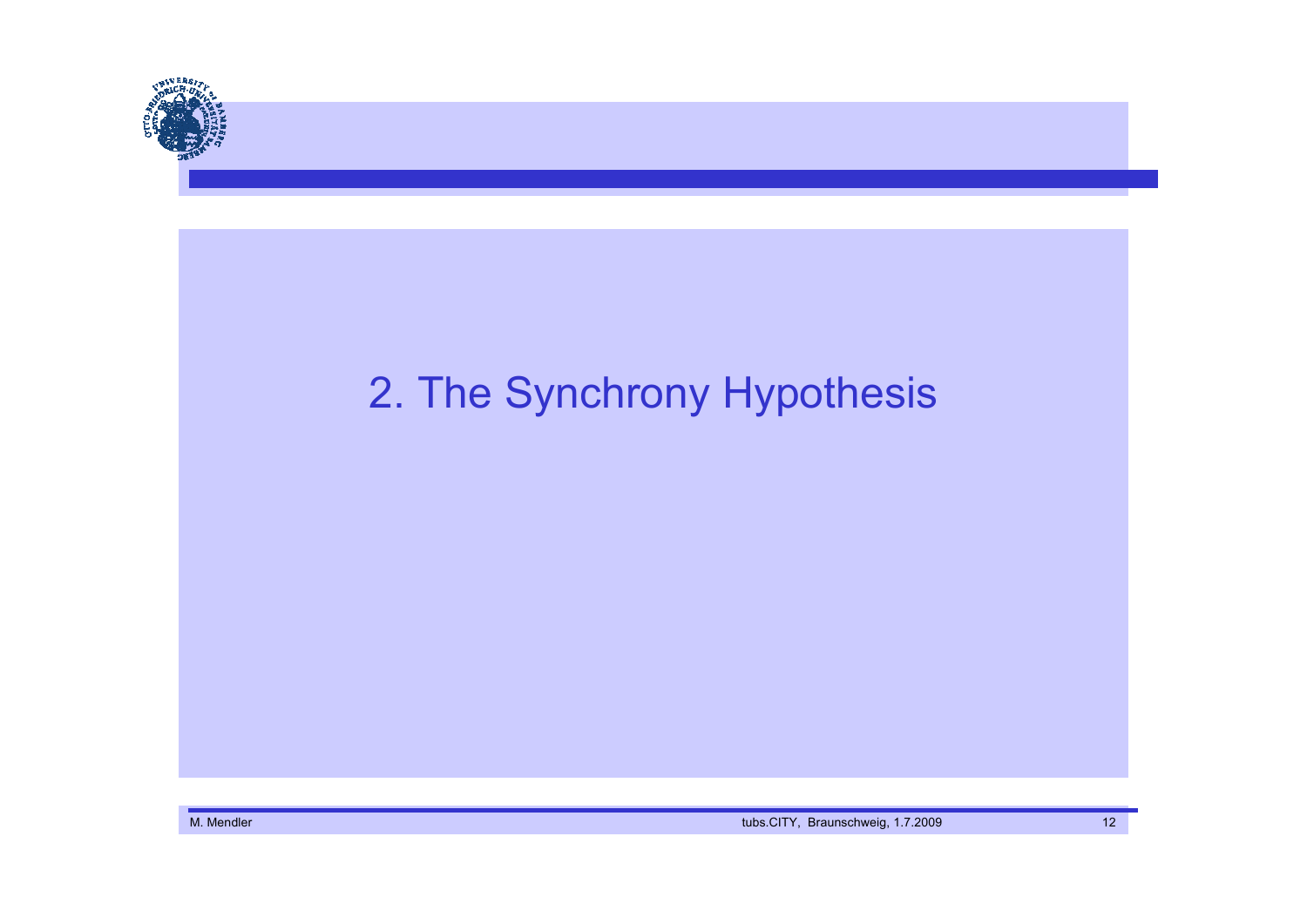# 2. The Synchrony Hypothesis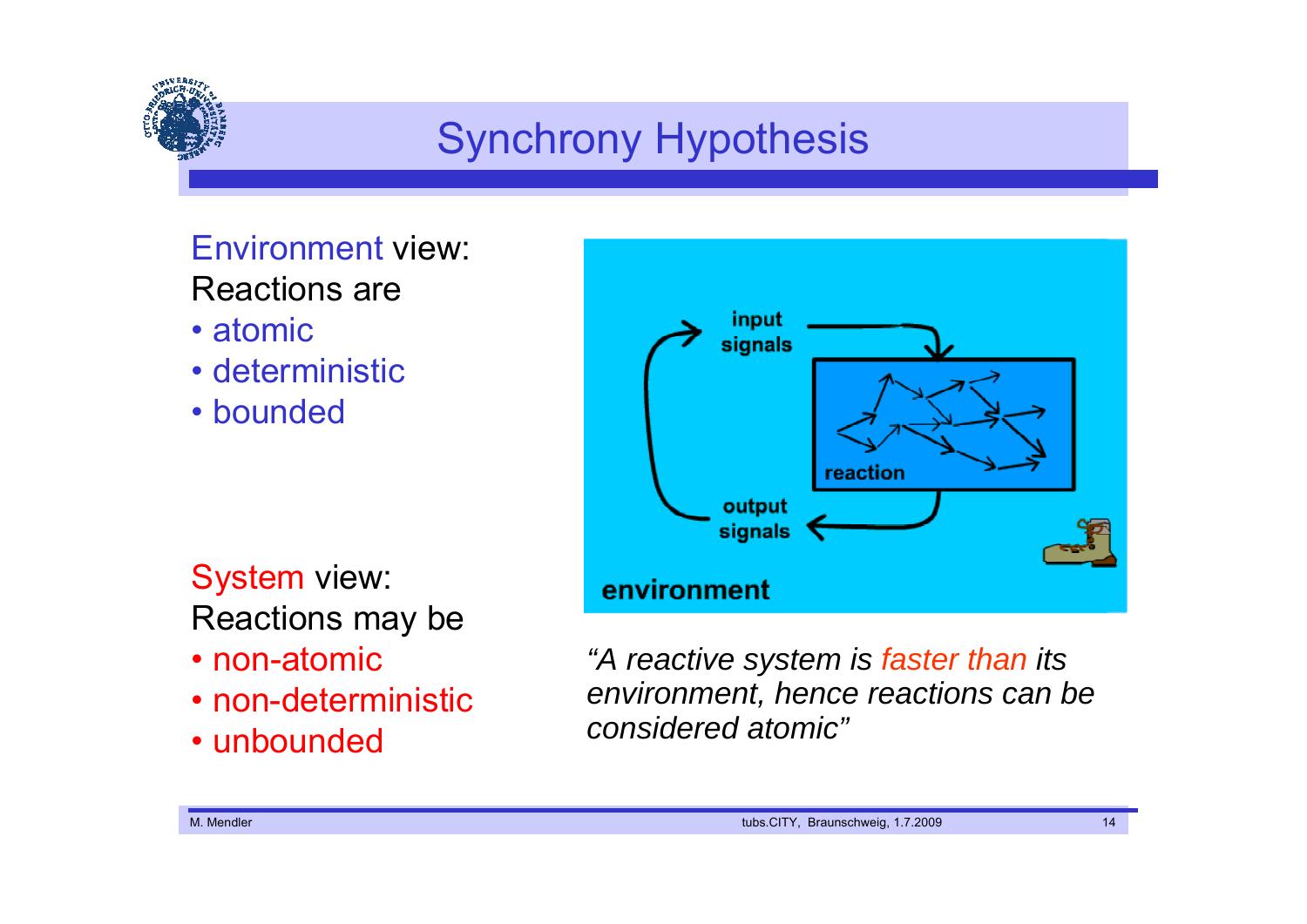# Synchrony Hypothesis

Environment view:
Reactions are

- atomic
- deterministic
- bounded

System view:
Reactions may be

- non-atomic
- non-deterministic
- unbounded

input signals

reaction

output signals

environment

*"A reactive system is faster than its environment, hence reactions can be considered atomic"*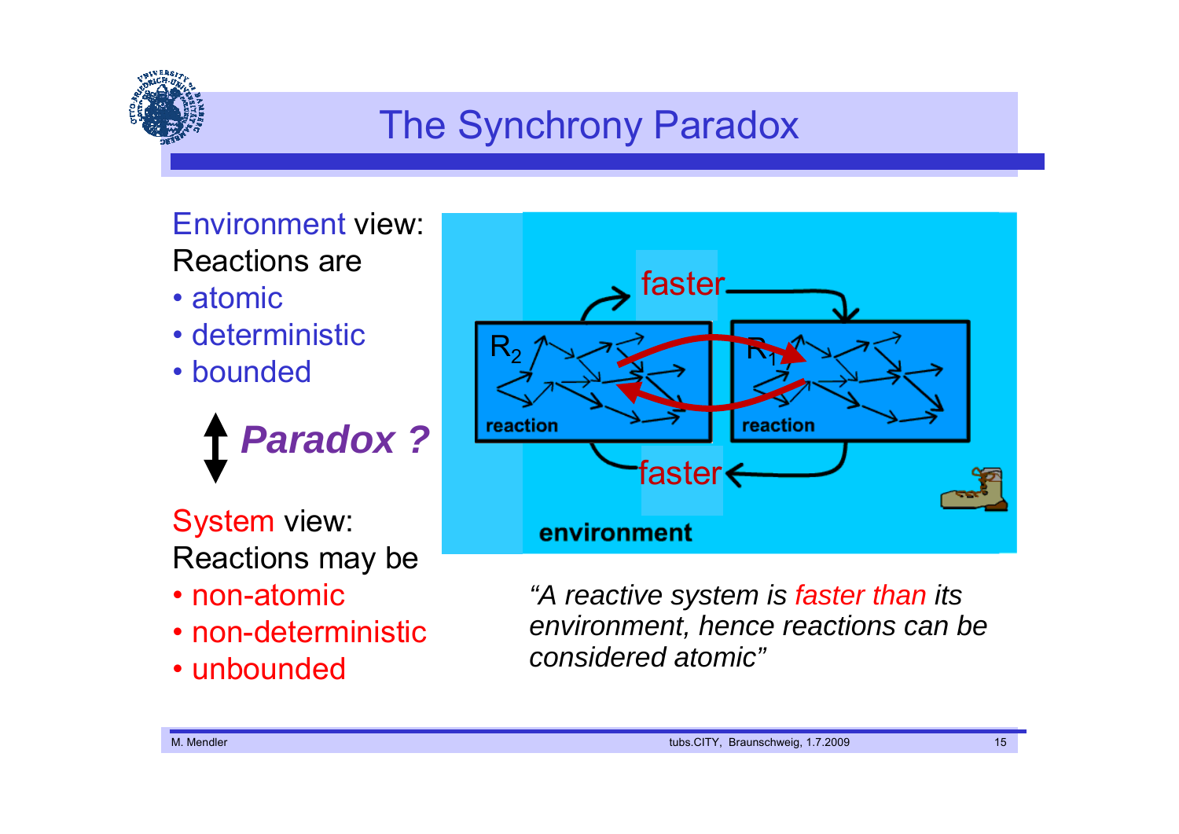# The Synchrony Paradox

Environment view:
Reactions are

- atomic
- deterministic
- bounded

↕ ***Paradox ?***

System view:
Reactions may be

- non-atomic
- non-deterministic
- unbounded

*"A reactive system is faster than its environment, hence reactions can be considered atomic"*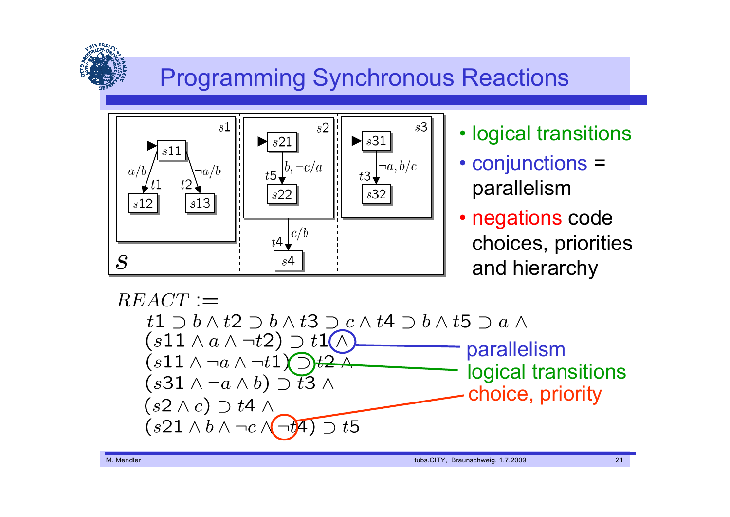# Programming Synchronous Reactions

- logical transitions
- conjunctions = parallelism
- negations code choices, priorities and hierarchy

$$
\begin{aligned}
REACT :=\; & t1 \supset b \wedge t2 \supset b \wedge t3 \supset c \wedge t4 \supset b \wedge t5 \supset a \wedge \\
& (s11 \wedge a \wedge \neg t2) \supset t1 \wedge \\
& (s11 \wedge \neg a \wedge \neg t1) \supset t2 \wedge \\
& (s31 \wedge \neg a \wedge b) \supset t3 \wedge \\
& (s2 \wedge c) \supset t4 \wedge \\
& (s21 \wedge b \wedge \neg c \wedge \neg t4) \supset t5
\end{aligned}
$$

- $\wedge$ (in line 2): parallelism
- $\supset$ (in line 3): logical transitions
- $\neg t4$ (in line 6): choice, priority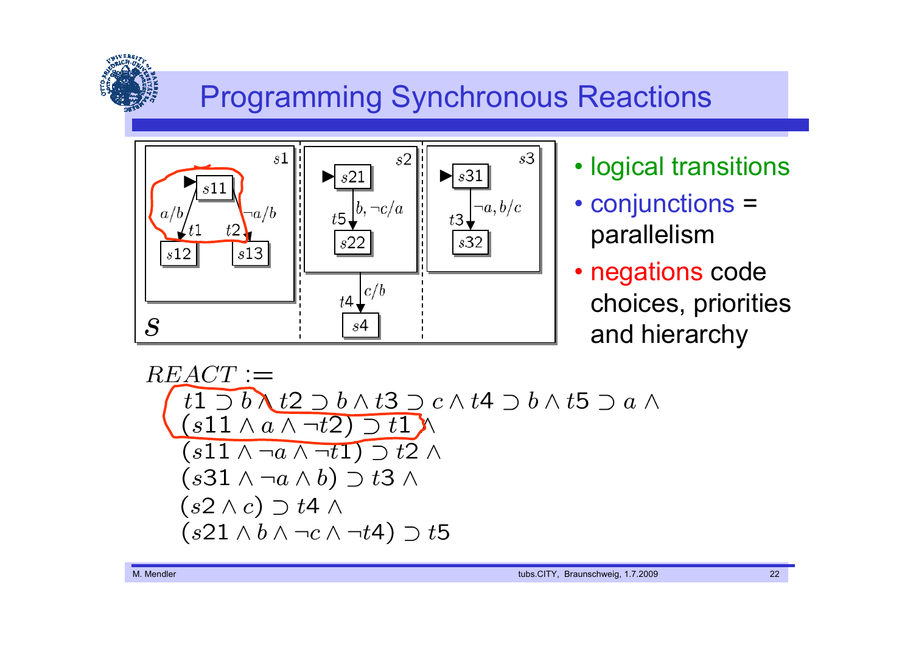# Programming Synchronous Reactions

- logical transitions
- conjunctions = parallelism
- negations code choices, priorities and hierarchy

$$
\begin{aligned}
REACT :=\; & t1 \supset b \wedge t2 \supset b \wedge t3 \supset c \wedge t4 \supset b \wedge t5 \supset a \wedge \\
& (s11 \wedge a \wedge \neg t2) \supset t1 \wedge \\
& (s11 \wedge \neg a \wedge \neg t1) \supset t2 \wedge \\
& (s31 \wedge \neg a \wedge b) \supset t3 \wedge \\
& (s2 \wedge c) \supset t4 \wedge \\
& (s21 \wedge b \wedge \neg c \wedge \neg t4) \supset t5
\end{aligned}
$$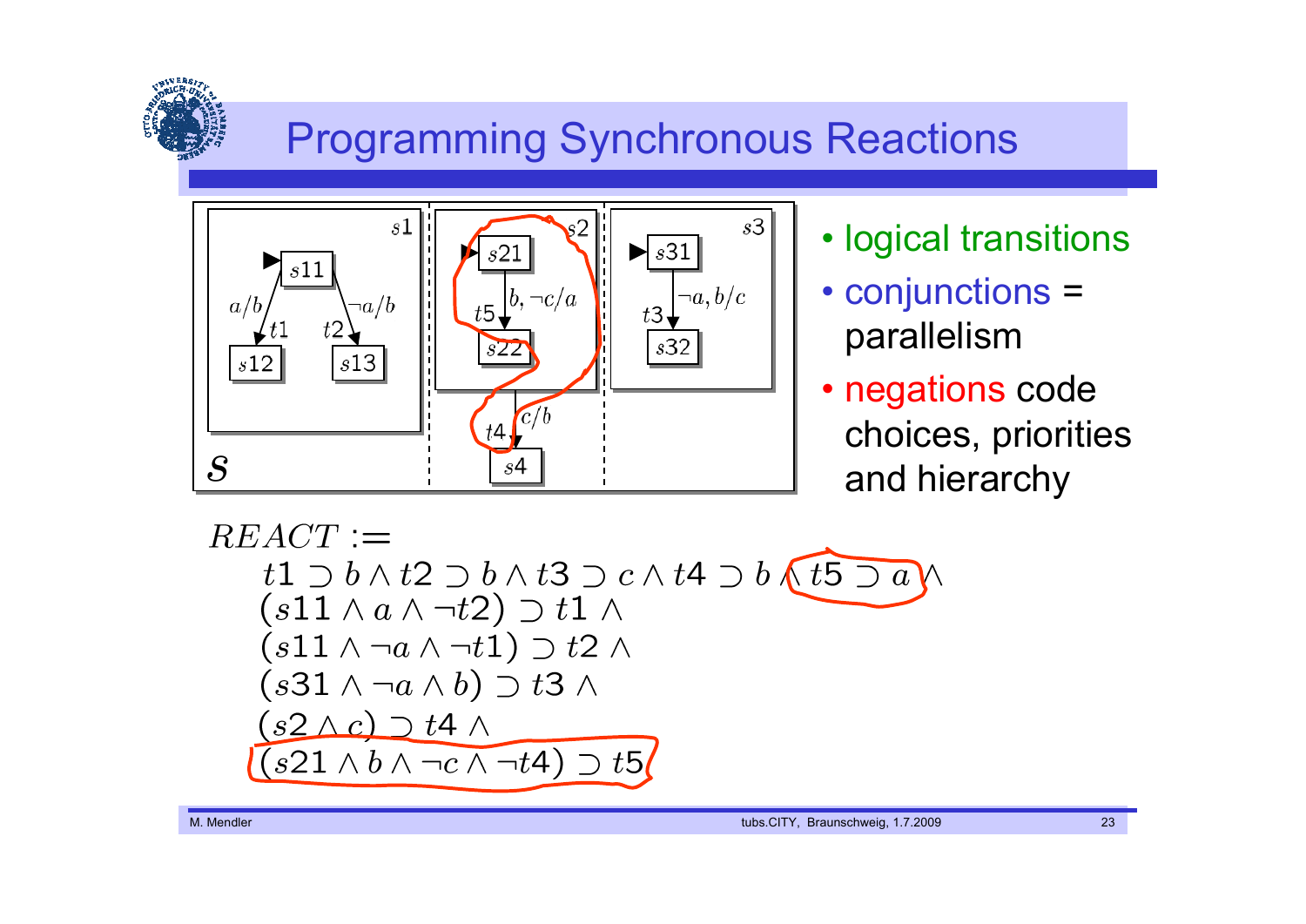# Programming Synchronous Reactions

- logical transitions
- conjunctions = parallelism
- negations code choices, priorities and hierarchy

$$
\begin{aligned}
REACT :=\ & \\
& t1 \supset b \wedge t2 \supset b \wedge t3 \supset c \wedge t4 \supset b \wedge t5 \supset a \wedge \\
& (s11 \wedge a \wedge \neg t2) \supset t1 \wedge \\
& (s11 \wedge \neg a \wedge \neg t1) \supset t2 \wedge \\
& (s31 \wedge \neg a \wedge b) \supset t3 \wedge \\
& (s2 \wedge c) \supset t4 \wedge \\
& (s21 \wedge b \wedge \neg c \wedge \neg t4) \supset t5
\end{aligned}
$$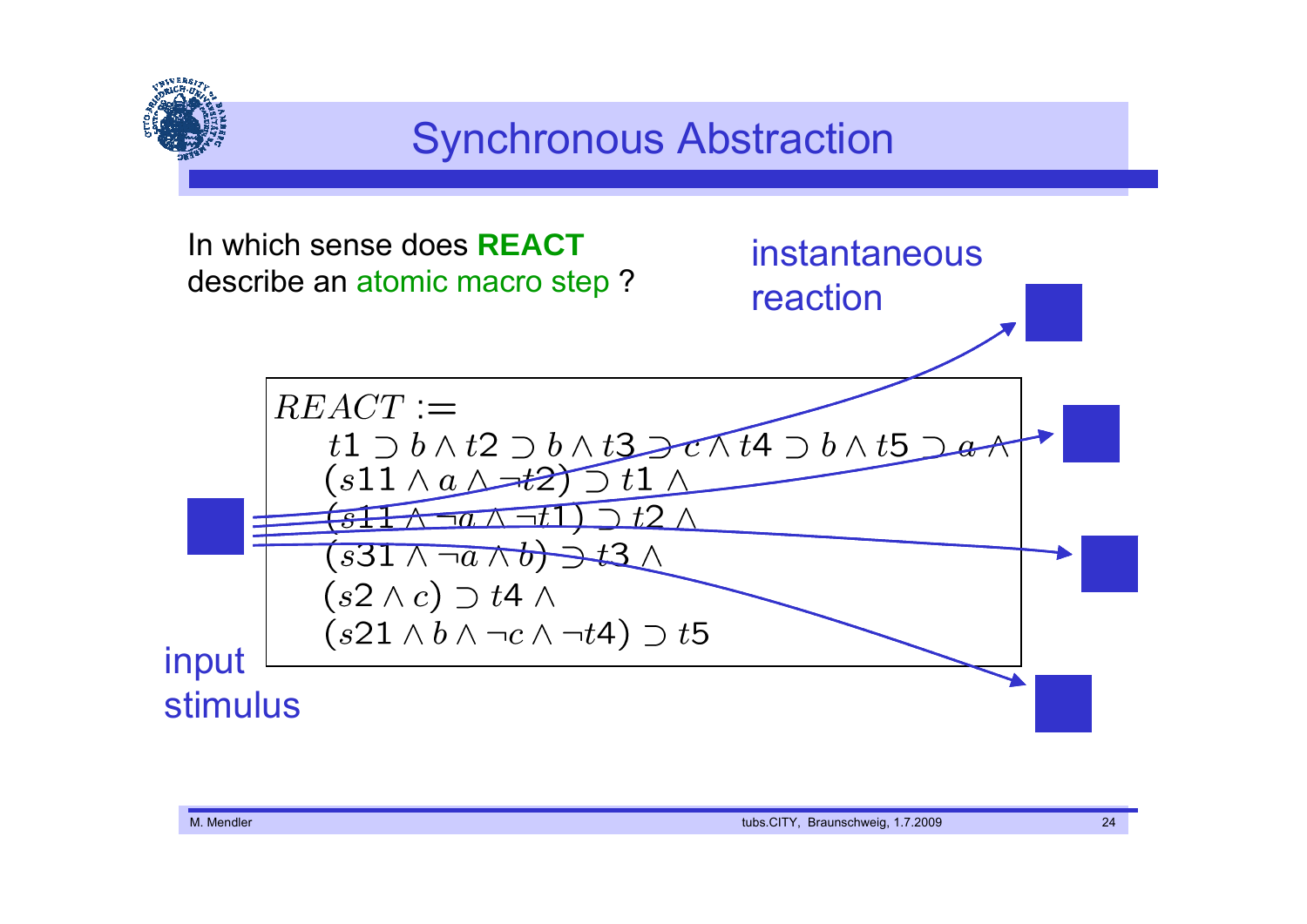# Synchronous Abstraction

In which sense does **REACT** describe an atomic macro step ?

instantaneous reaction

$$
\begin{aligned}
&REACT := \\
&\quad t1 \supset b \wedge t2 \supset b \wedge t3 \supset c \wedge t4 \supset b \wedge t5 \supset a \wedge \\
&\quad (s11 \wedge a \wedge \neg t2) \supset t1 \wedge \\
&\quad (s11 \wedge \neg a \wedge \neg t1) \supset t2 \wedge \\
&\quad (s31 \wedge \neg a \wedge b) \supset t3 \wedge \\
&\quad (s2 \wedge c) \supset t4 \wedge \\
&\quad (s21 \wedge b \wedge \neg c \wedge \neg t4) \supset t5
\end{aligned}
$$

input stimulus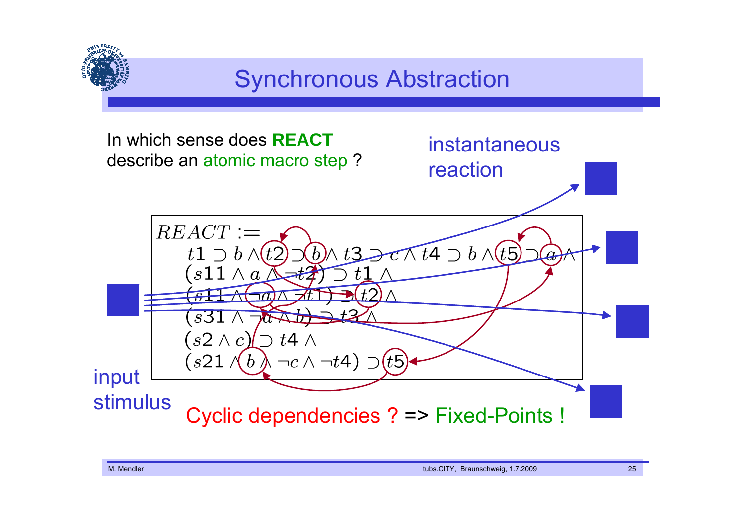# Synchronous Abstraction

In which sense does **REACT** describe an atomic macro step ?

instantaneous reaction

$$
\begin{aligned}
REACT :=\; & t1 \supset b \wedge t2 \supset b \wedge t3 \supset c \wedge t4 \supset b \wedge t5 \supset a \wedge \\
& (s11 \wedge a \wedge \neg t2) \supset t1 \wedge \\
& (s11 \wedge \neg a \wedge \neg t1) \supset t2 \wedge \\
& (s31 \wedge \neg a \wedge b) \supset t3 \wedge \\
& (s2 \wedge c) \supset t4 \wedge \\
& (s21 \wedge b \wedge \neg c \wedge \neg t4) \supset t5
\end{aligned}
$$

input stimulus

Cyclic dependencies ? => Fixed-Points !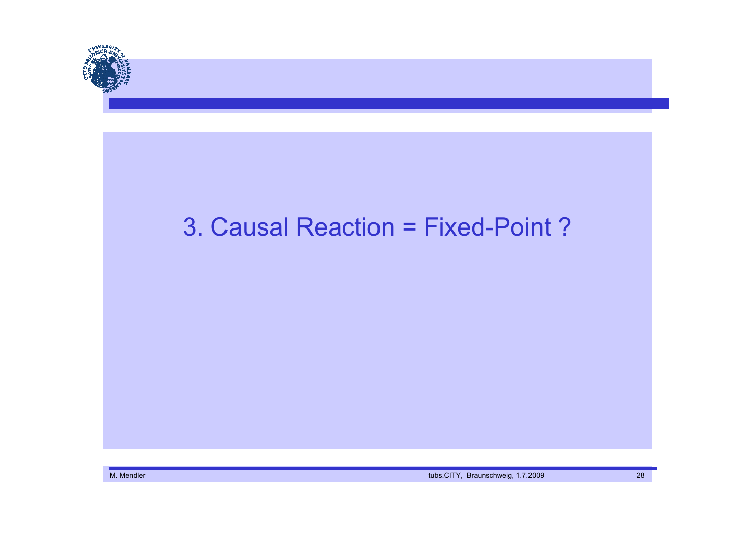# 3. Causal Reaction = Fixed-Point ?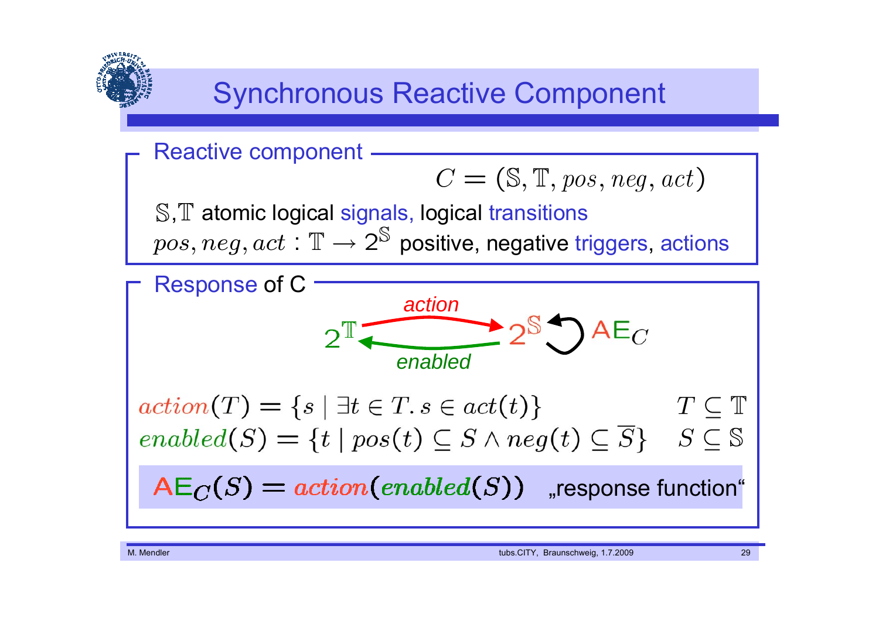# Synchronous Reactive Component

## Reactive component

$$C = (\mathbb{S}, \mathbb{T}, pos, neg, act)$$

$\mathbb{S}$,$\mathbb{T}$ atomic logical signals, logical transitions

$pos, neg, act : \mathbb{T} \rightarrow 2^{\mathbb{S}}$ positive, negative triggers, actions

## Response of C

$2^{\mathbb{T}}$ —*action*→ $2^{\mathbb{S}}$ —*enabled*→ $2^{\mathbb{T}}$; $\mathsf{AE}_C$ maps $2^{\mathbb{S}}$ to itself

$$action(T) = \{s \mid \exists t \in T.\, s \in act(t)\} \qquad T \subseteq \mathbb{T}$$

$$enabled(S) = \{t \mid pos(t) \subseteq S \wedge neg(t) \subseteq \overline{S}\} \qquad S \subseteq \mathbb{S}$$

$$\mathsf{AE}_C(S) = action(enabled(S))$$ „response function“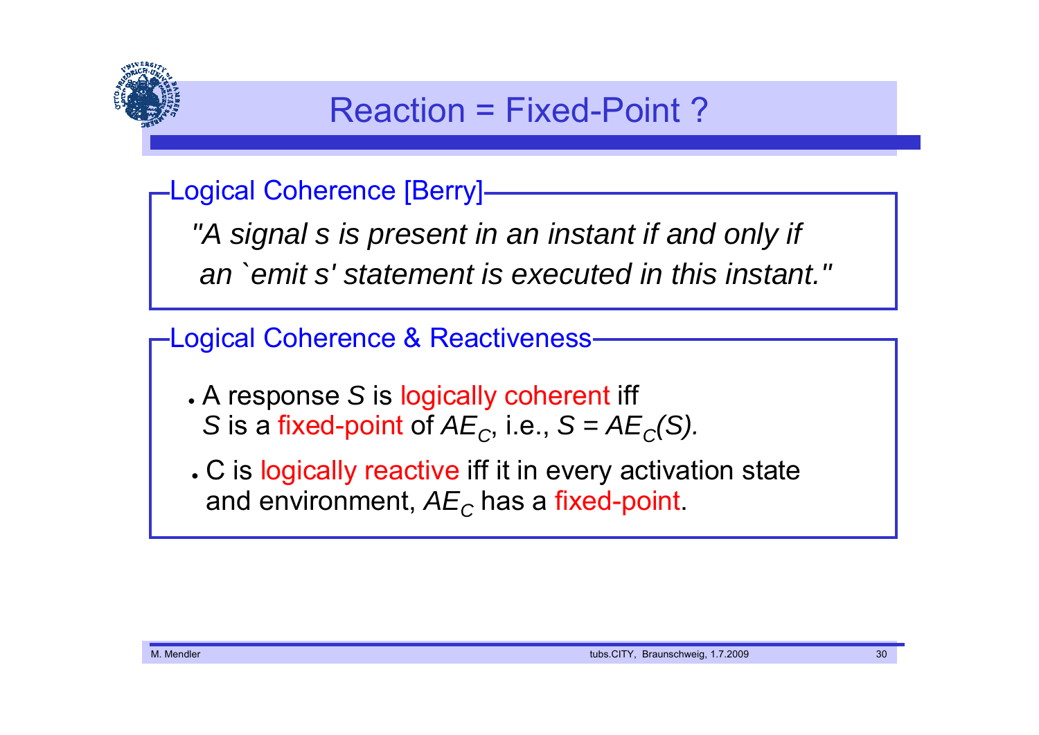# Reaction = Fixed-Point ?

## Logical Coherence [Berry]

*"A signal s is present in an instant if and only if an `emit s' statement is executed in this instant."*

## Logical Coherence & Reactiveness

- A response $S$ is logically coherent iff $S$ is a fixed-point of $AE_C$, i.e., $S = AE_C(S)$.
- C is logically reactive iff it in every activation state and environment, $AE_C$ has a fixed-point.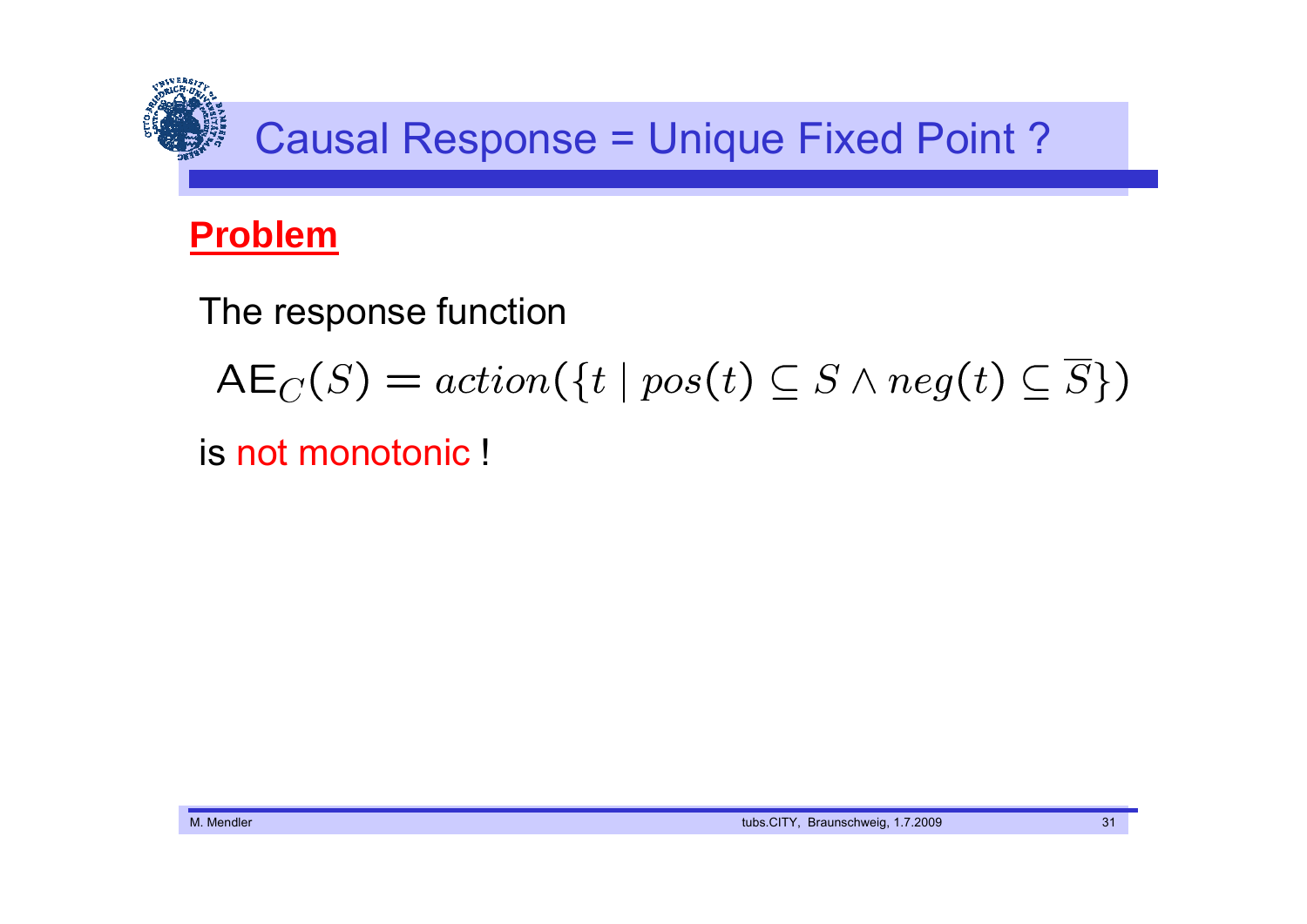# Causal Response = Unique Fixed Point ?

**Problem**

The response function

$$\mathsf{AE}_C(S) = action(\{t \mid pos(t) \subseteq S \wedge neg(t) \subseteq \overline{S}\})$$

is not monotonic !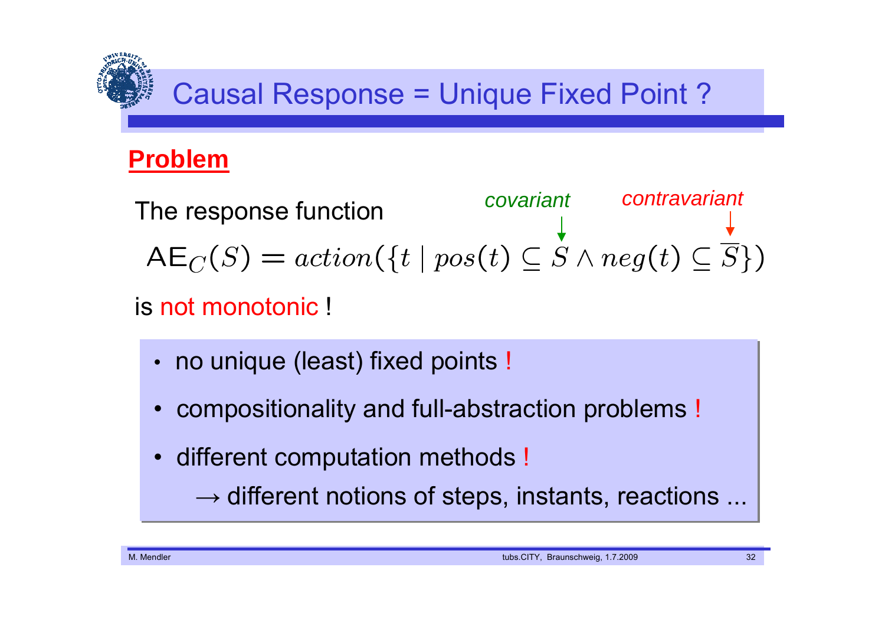# Causal Response = Unique Fixed Point ?

## Problem

The response function

$$\mathsf{AE}_C(S) = action(\{t \mid pos(t) \subseteq \underset{\text{covariant}}{S} \wedge neg(t) \subseteq \underset{\text{contravariant}}{\overline{S}}\})$$

is not monotonic !

- no unique (least) fixed points !
- compositionality and full-abstraction problems !
- different computation methods !
  - $\rightarrow$ different notions of steps, instants, reactions ...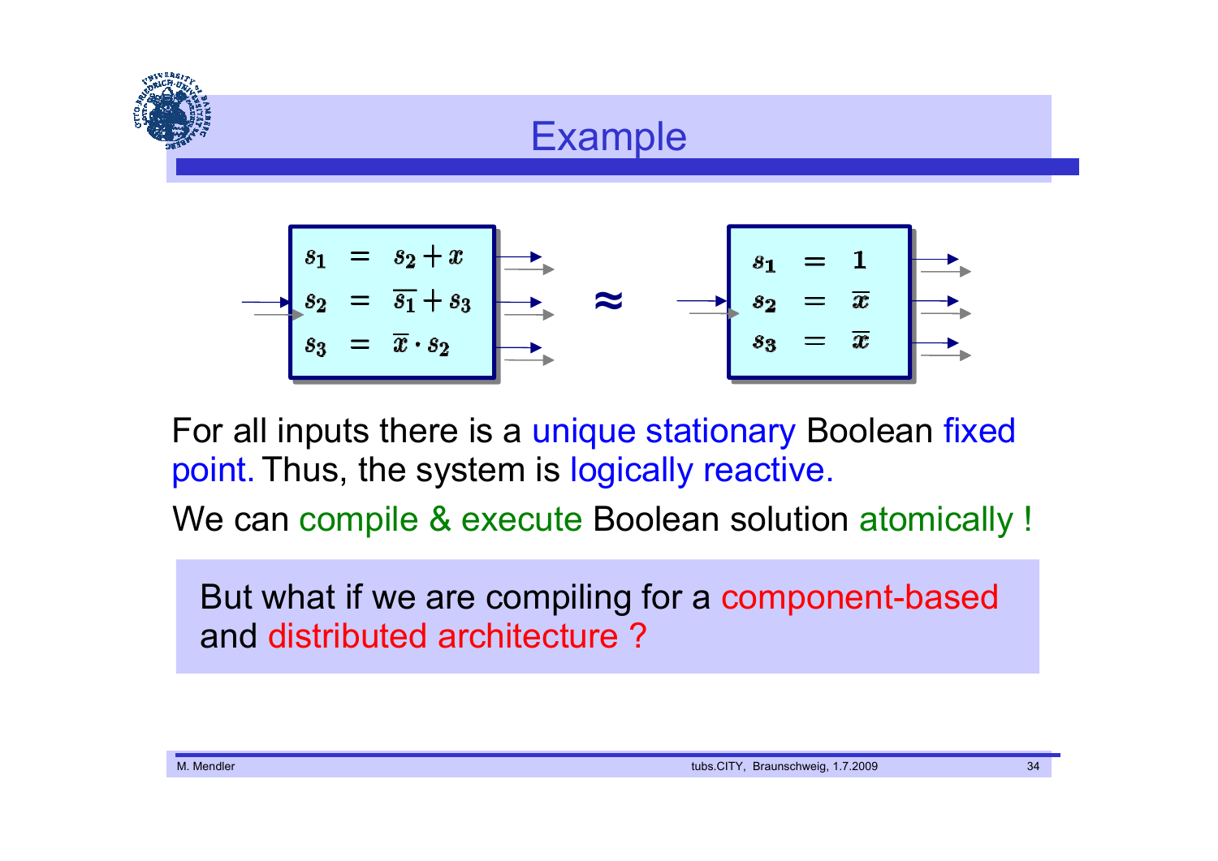# Example

$$
\begin{aligned}
s_1 &= s_2 + x \\
s_2 &= \overline{s_1} + s_3 \\
s_3 &= \overline{x} \cdot s_2
\end{aligned}
\quad \approx \quad
\begin{aligned}
s_1 &= 1 \\
s_2 &= \overline{x} \\
s_3 &= \overline{x}
\end{aligned}
$$

For all inputs there is a unique stationary Boolean fixed point. Thus, the system is logically reactive.

We can compile & execute Boolean solution atomically !

But what if we are compiling for a component-based and distributed architecture ?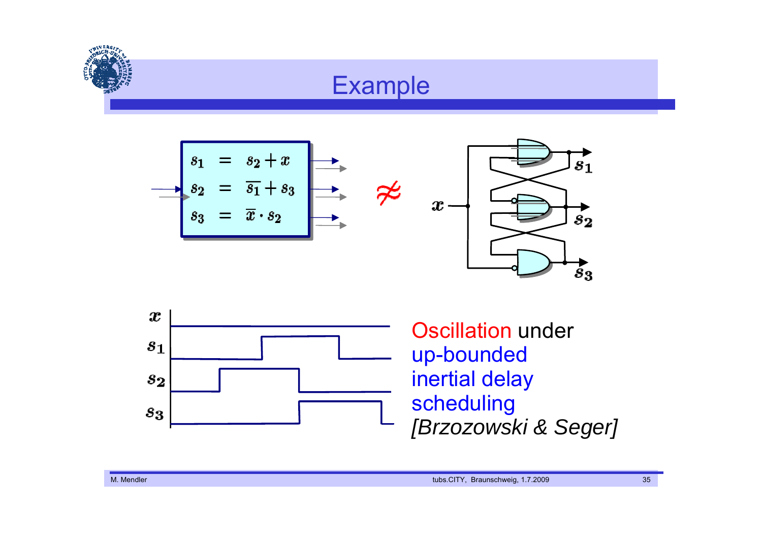# Example

$$s_1 = s_2 + x$$
$$s_2 = \overline{s_1} + s_3$$
$$s_3 = \overline{x} \cdot s_2$$

$\not\approx$

Oscillation under up-bounded inertial delay scheduling *[Brzozowski & Seger]*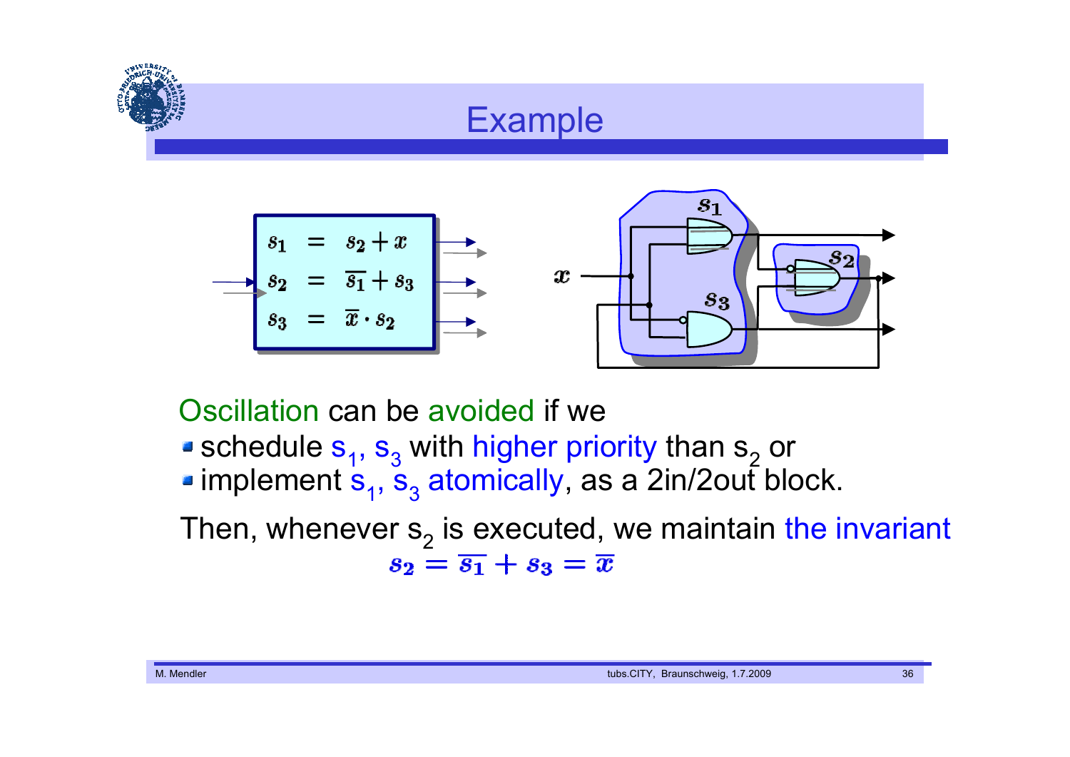# Example

$$
\begin{aligned}
s_1 &= s_2 + x \\
s_2 &= \overline{s_1} + s_3 \\
s_3 &= \overline{x} \cdot s_2
\end{aligned}
$$

Oscillation can be avoided if we

- schedule $s_1$, $s_3$ with higher priority than $s_2$ or
- implement $s_1$, $s_3$ atomically, as a 2in/2out block.

Then, whenever $s_2$ is executed, we maintain the invariant

$$s_2 = \overline{s_1} + s_3 = \overline{x}$$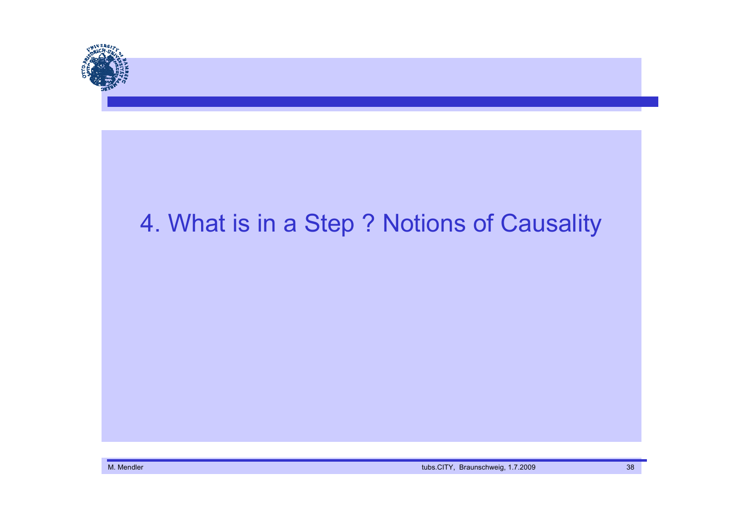# 4. What is in a Step ? Notions of Causality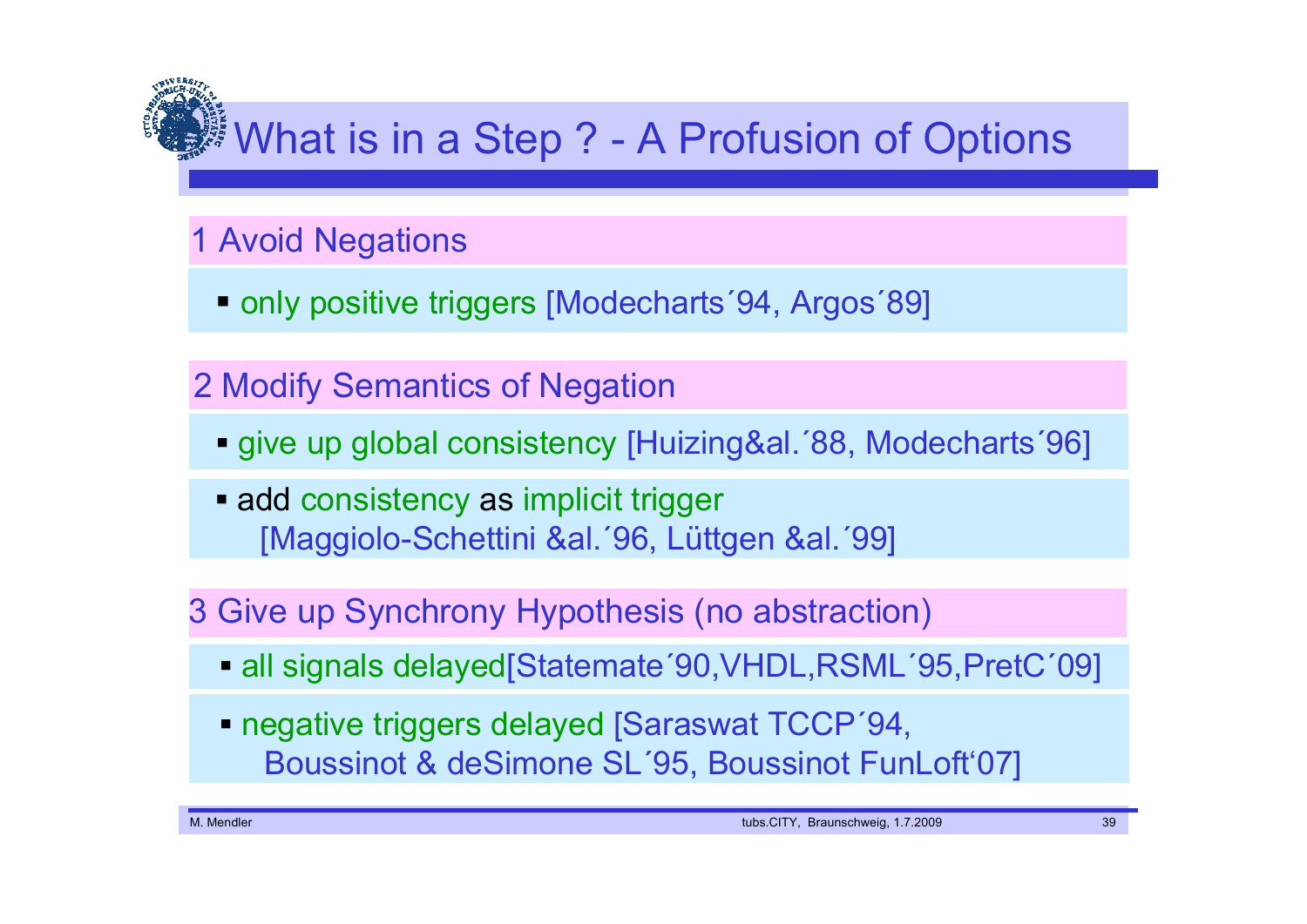# What is in a Step ? - A Profusion of Options

## 1 Avoid Negations

- only positive triggers [Modecharts´94, Argos´89]

## 2 Modify Semantics of Negation

- give up global consistency [Huizing&al.´88, Modecharts´96]
- add consistency as implicit trigger [Maggiolo-Schettini &al.´96, Lüttgen &al.´99]

## 3 Give up Synchrony Hypothesis (no abstraction)

- all signals delayed[Statemate´90,VHDL,RSML´95,PretC´09]
- negative triggers delayed [Saraswat TCCP´94, Boussinot & deSimone SL´95, Boussinot FunLoft‘07]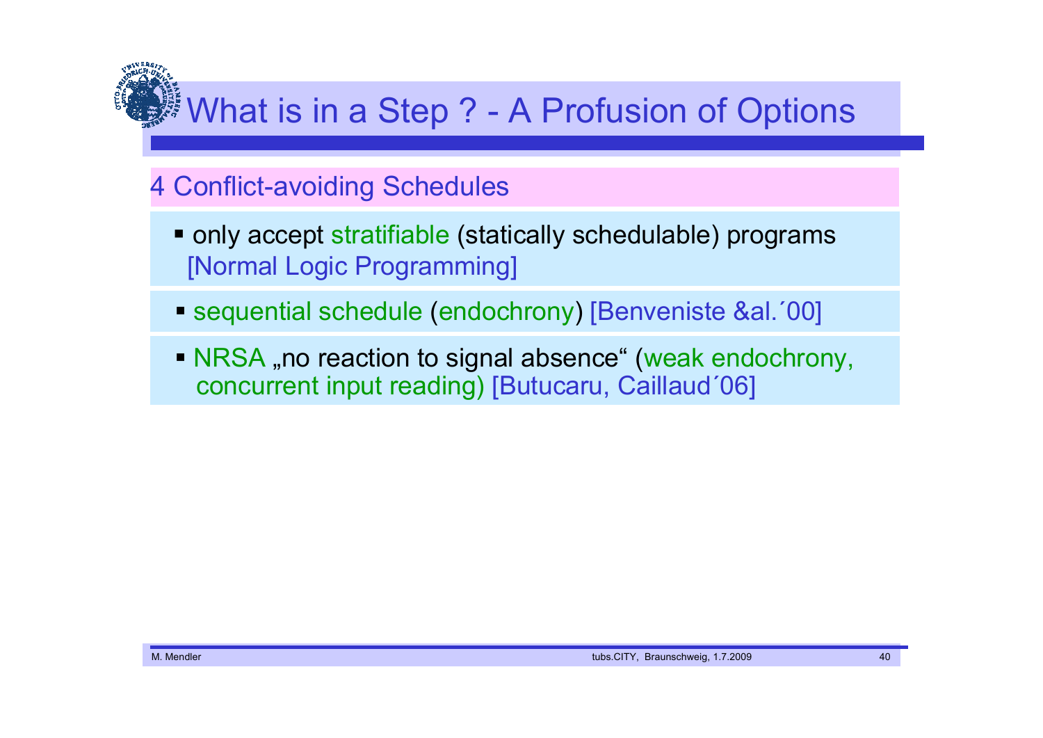# What is in a Step ? - A Profusion of Options

## 4 Conflict-avoiding Schedules

- only accept stratifiable (statically schedulable) programs [Normal Logic Programming]
- sequential schedule (endochrony) [Benveniste &al.´00]
- NRSA „no reaction to signal absence“ (weak endochrony, concurrent input reading) [Butucaru, Caillaud´06]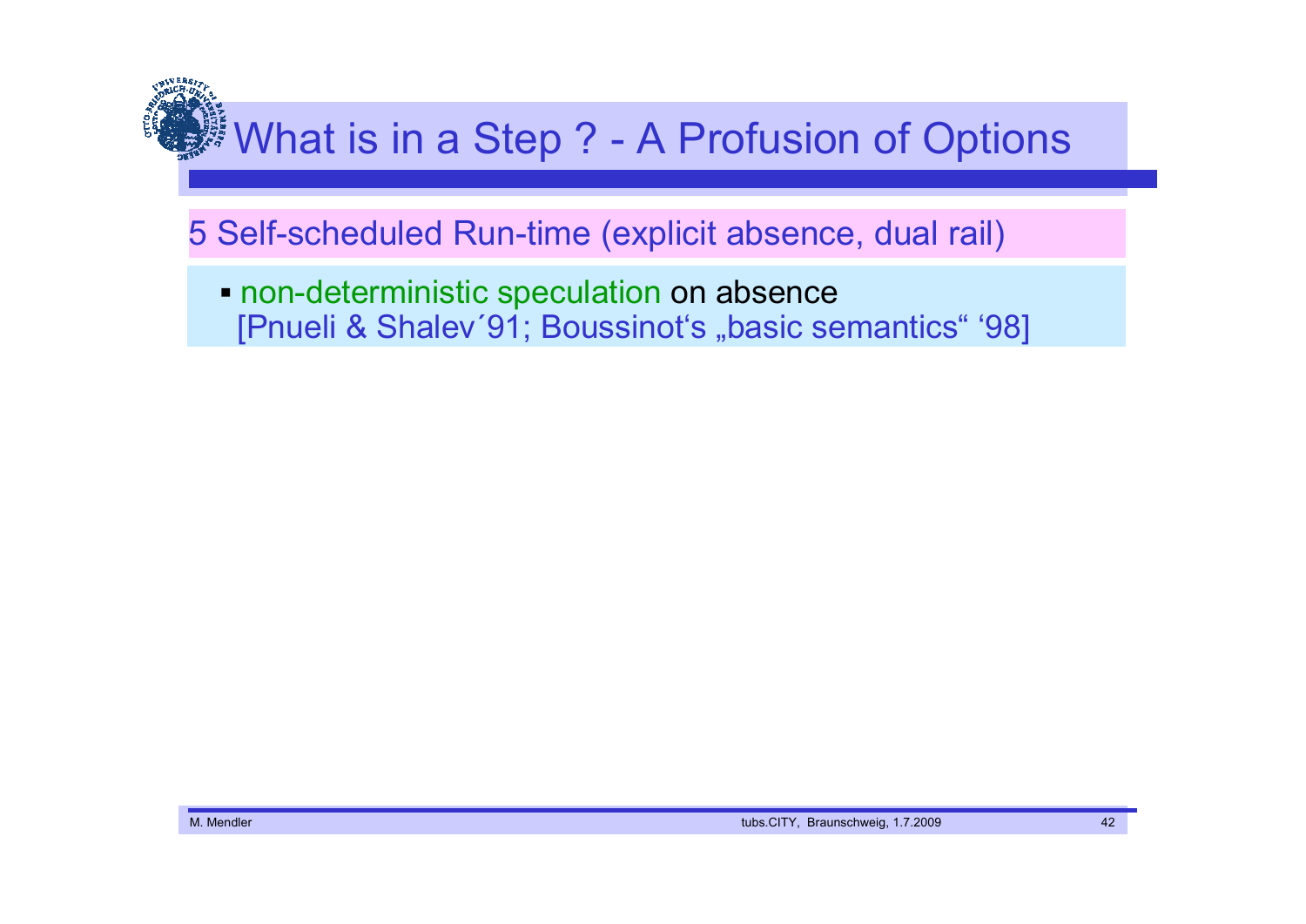# What is in a Step ? - A Profusion of Options

5 Self-scheduled Run-time (explicit absence, dual rail)

- non-deterministic speculation on absence
  [Pnueli & Shalev´91; Boussinot's „basic semantics" '98]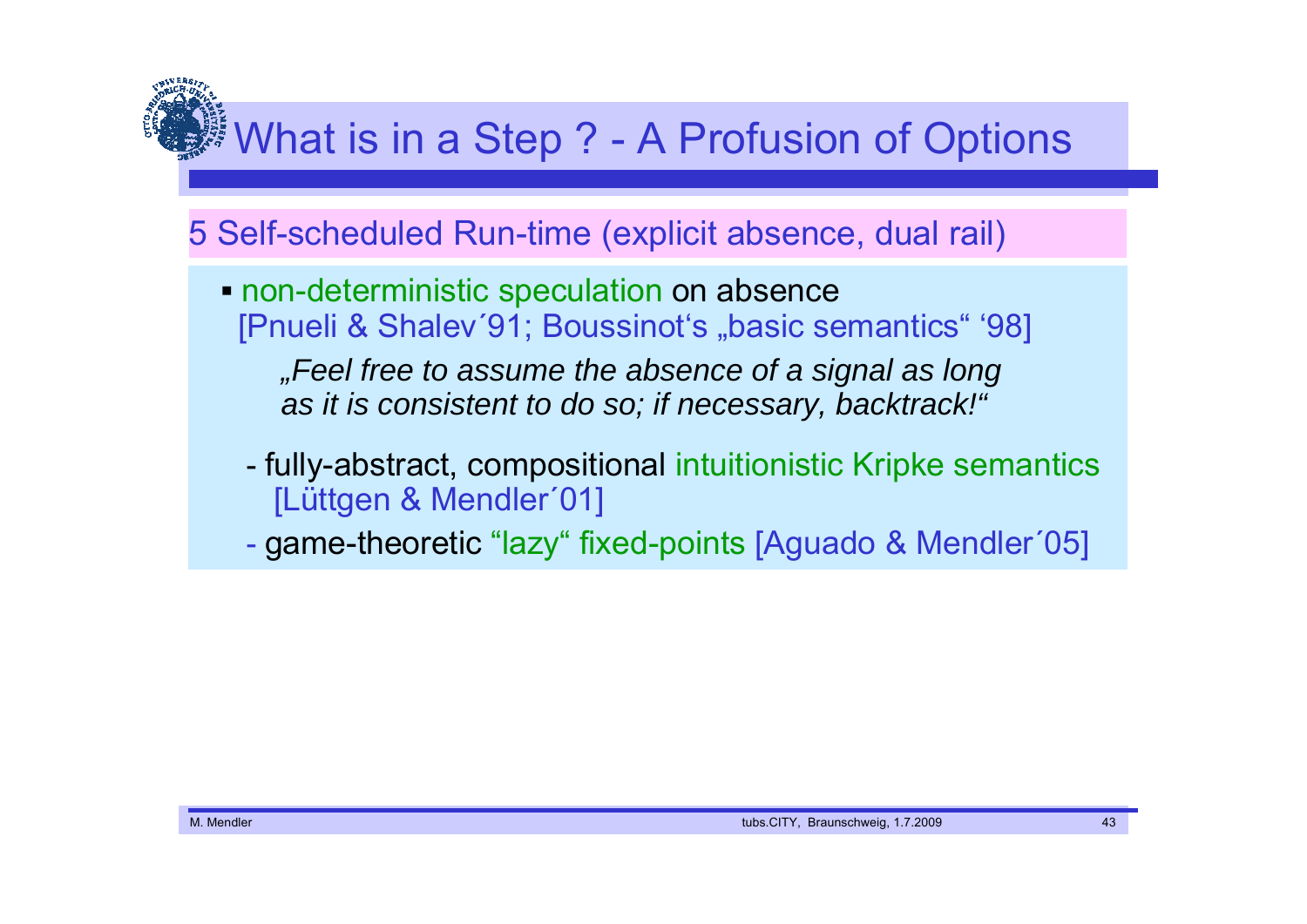# What is in a Step ? - A Profusion of Options

## 5 Self-scheduled Run-time (explicit absence, dual rail)

- non-deterministic speculation on absence [Pnueli & Shalev´91; Boussinot‘s „basic semantics“ ‘98]

  *„Feel free to assume the absence of a signal as long as it is consistent to do so; if necessary, backtrack!“*

  - fully-abstract, compositional intuitionistic Kripke semantics [Lüttgen & Mendler´01]
  - game-theoretic “lazy“ fixed-points [Aguado & Mendler´05]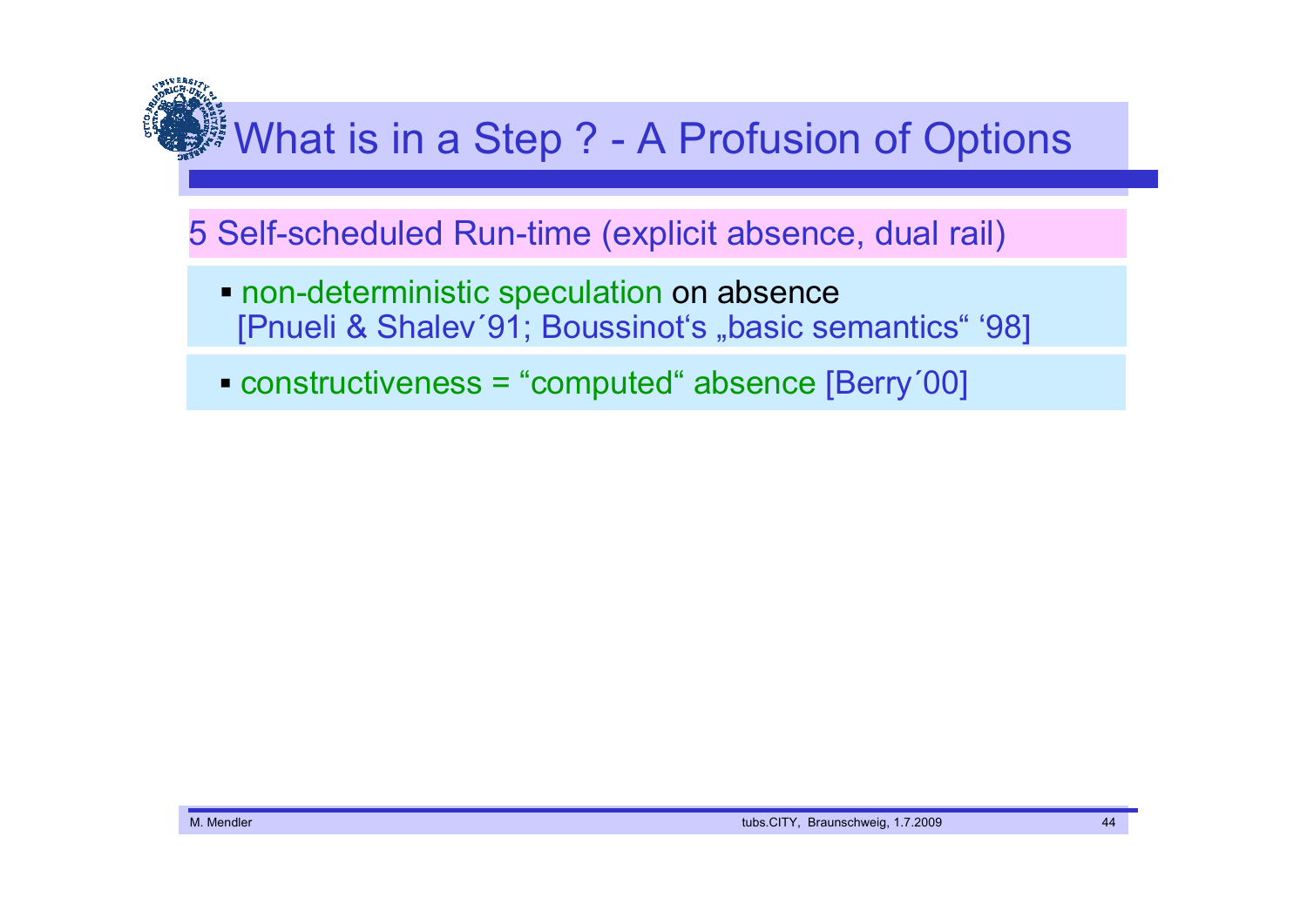# What is in a Step ? - A Profusion of Options

## 5 Self-scheduled Run-time (explicit absence, dual rail)

- non-deterministic speculation on absence [Pnueli & Shalev´91; Boussinot‘s „basic semantics“ ‘98]

- constructiveness = “computed“ absence [Berry´00]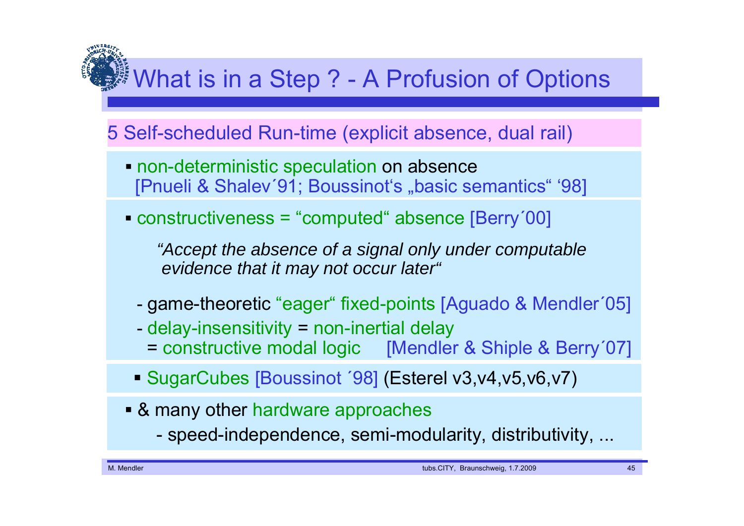# What is in a Step ? - A Profusion of Options

## 5 Self-scheduled Run-time (explicit absence, dual rail)

- non-deterministic speculation on absence
  [Pnueli & Shalev´91; Boussinot's „basic semantics" '98]

- constructiveness = "computed" absence [Berry´00]

  *"Accept the absence of a signal only under computable evidence that it may not occur later"*

  - game-theoretic "eager" fixed-points [Aguado & Mendler´05]
  - delay-insensitivity = non-inertial delay
    = constructive modal logic [Mendler & Shiple & Berry´07]

- SugarCubes [Boussinot ´98] (Esterel v3,v4,v5,v6,v7)

- & many other hardware approaches
  - speed-independence, semi-modularity, distributivity, ...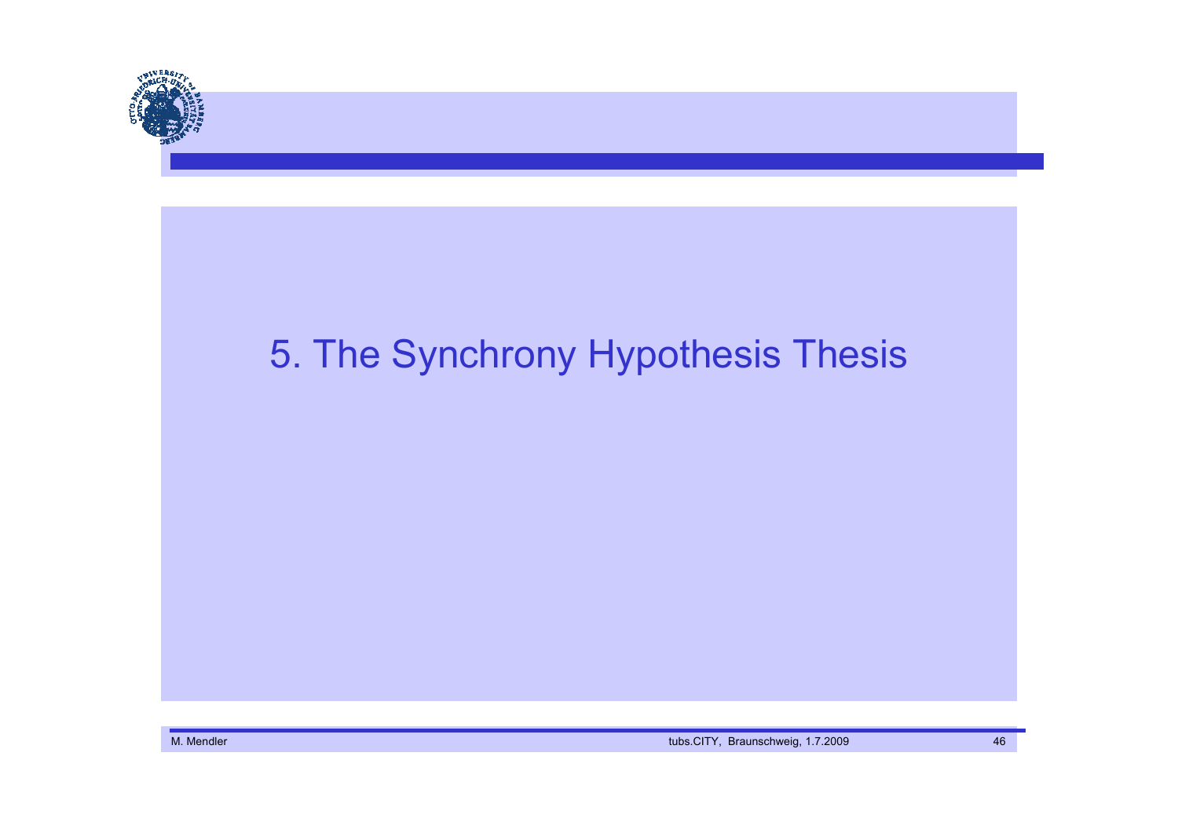# 5. The Synchrony Hypothesis Thesis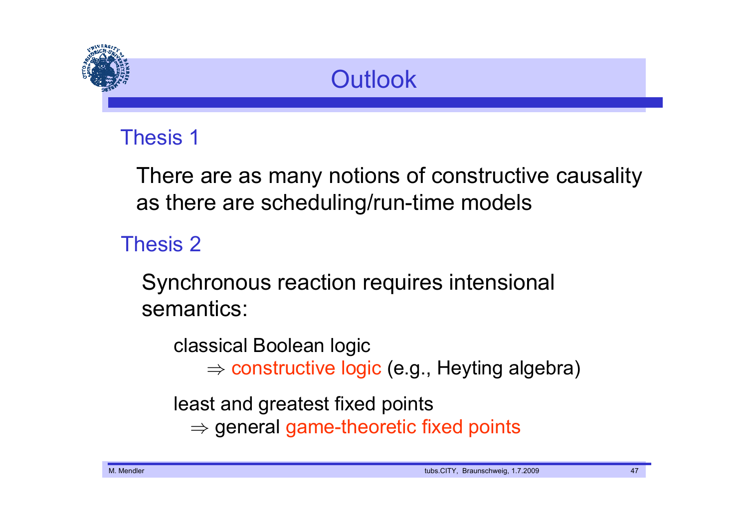# Outlook

## Thesis 1

There are as many notions of constructive causality as there are scheduling/run-time models

## Thesis 2

Synchronous reaction requires intensional semantics:

classical Boolean logic
$\Rightarrow$ constructive logic (e.g., Heyting algebra)

least and greatest fixed points
$\Rightarrow$ general game-theoretic fixed points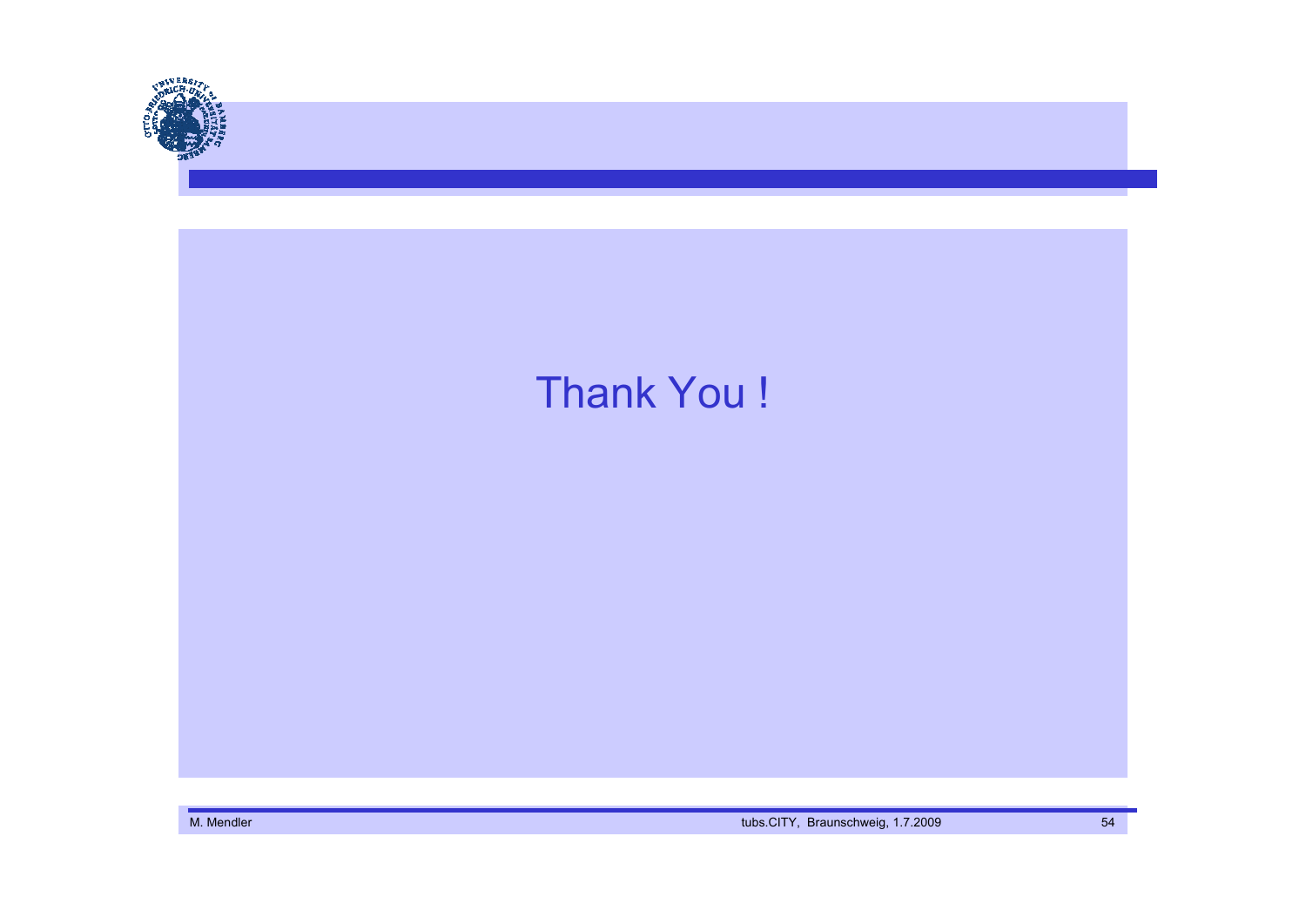Thank You !